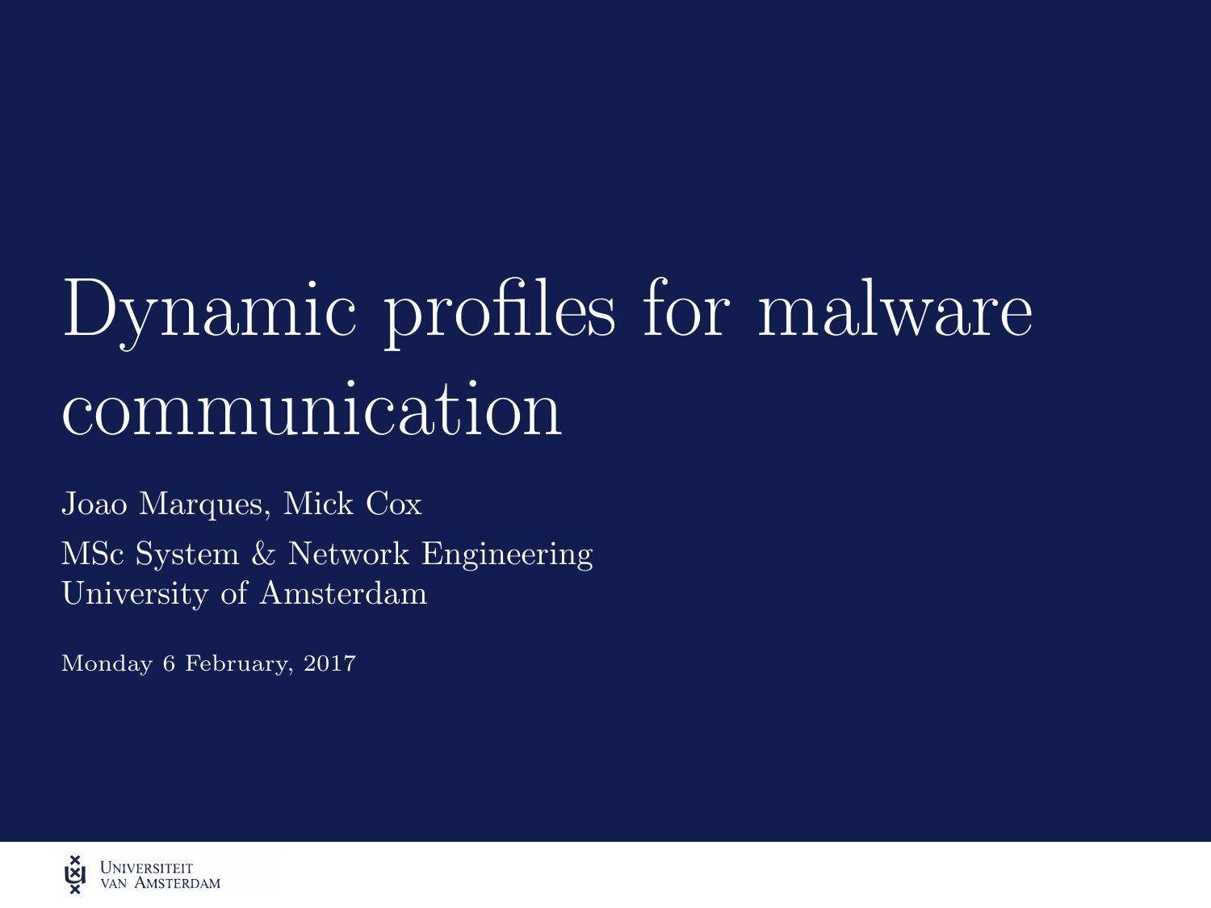# Dynamic profiles for malware communication

Joao Marques, Mick Cox

MSc System & Network Engineering
University of Amsterdam

Monday 6 February, 2017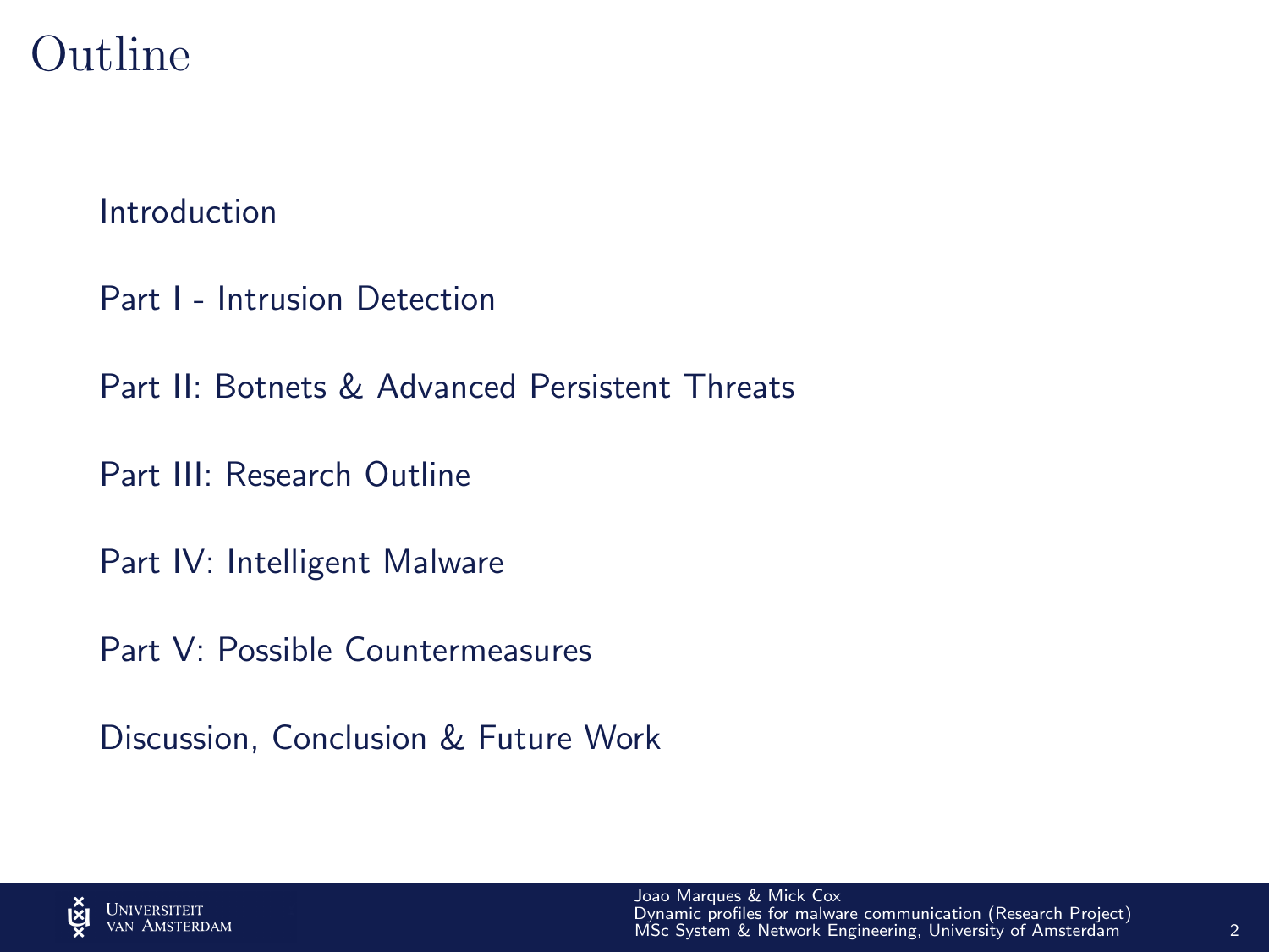# Outline

Introduction

Part I - Intrusion Detection

Part II: Botnets & Advanced Persistent Threats

Part III: Research Outline

Part IV: Intelligent Malware

Part V: Possible Countermeasures

Discussion, Conclusion & Future Work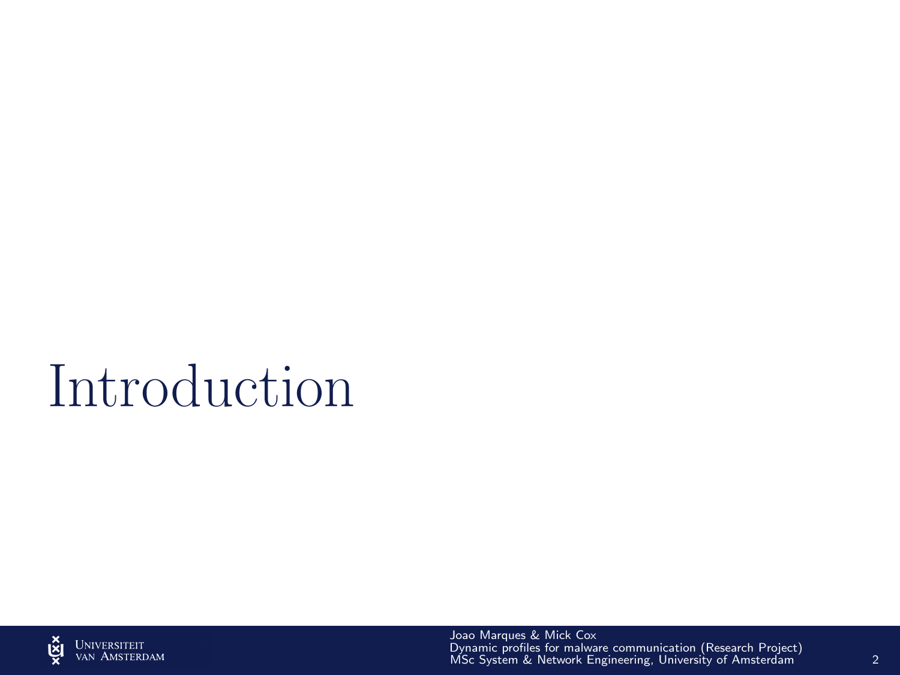# Introduction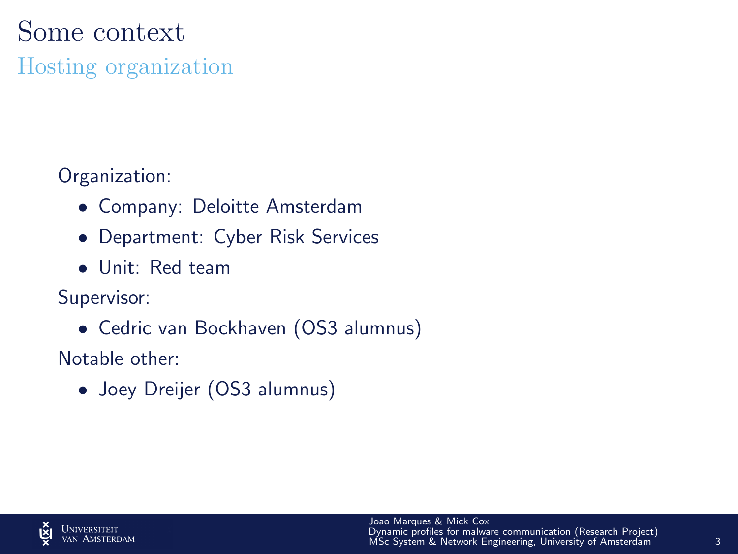# Some context

## Hosting organization

Organization:

- Company: Deloitte Amsterdam
- Department: Cyber Risk Services
- Unit: Red team

Supervisor:

- Cedric van Bockhaven (OS3 alumnus)

Notable other:

- Joey Dreijer (OS3 alumnus)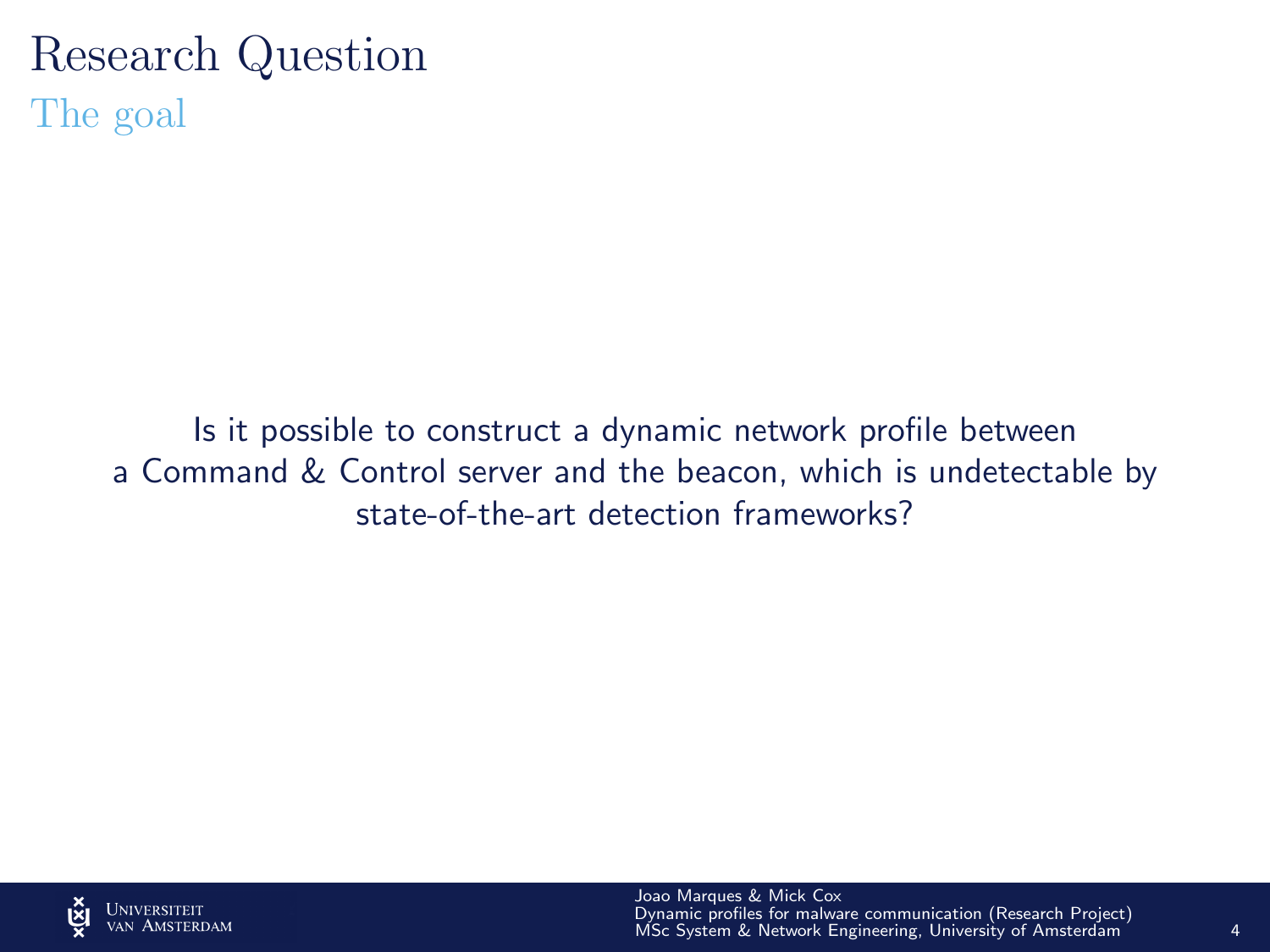# Research Question

## The goal

Is it possible to construct a dynamic network profile between a Command & Control server and the beacon, which is undetectable by state-of-the-art detection frameworks?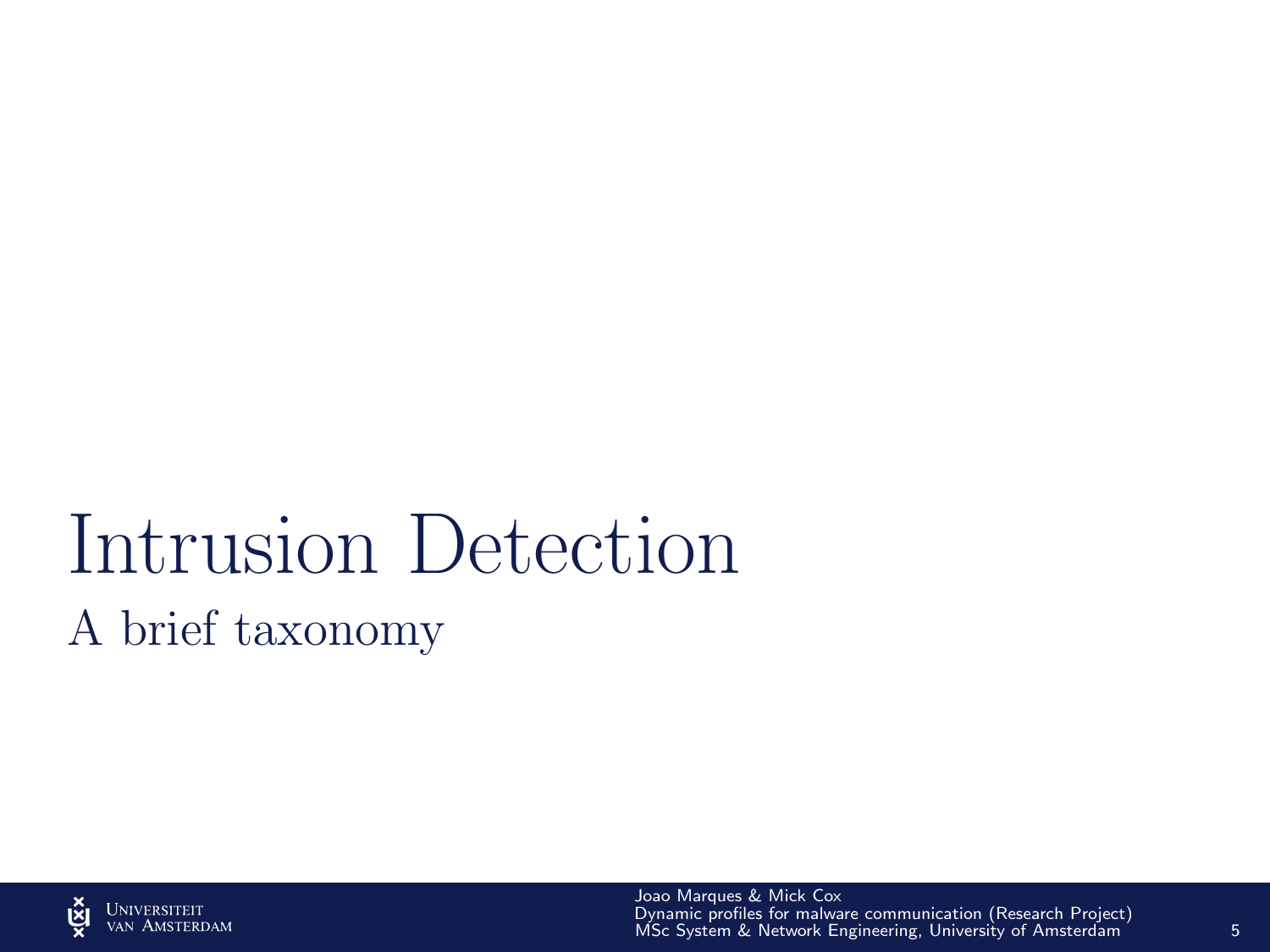# Intrusion Detection

## A brief taxonomy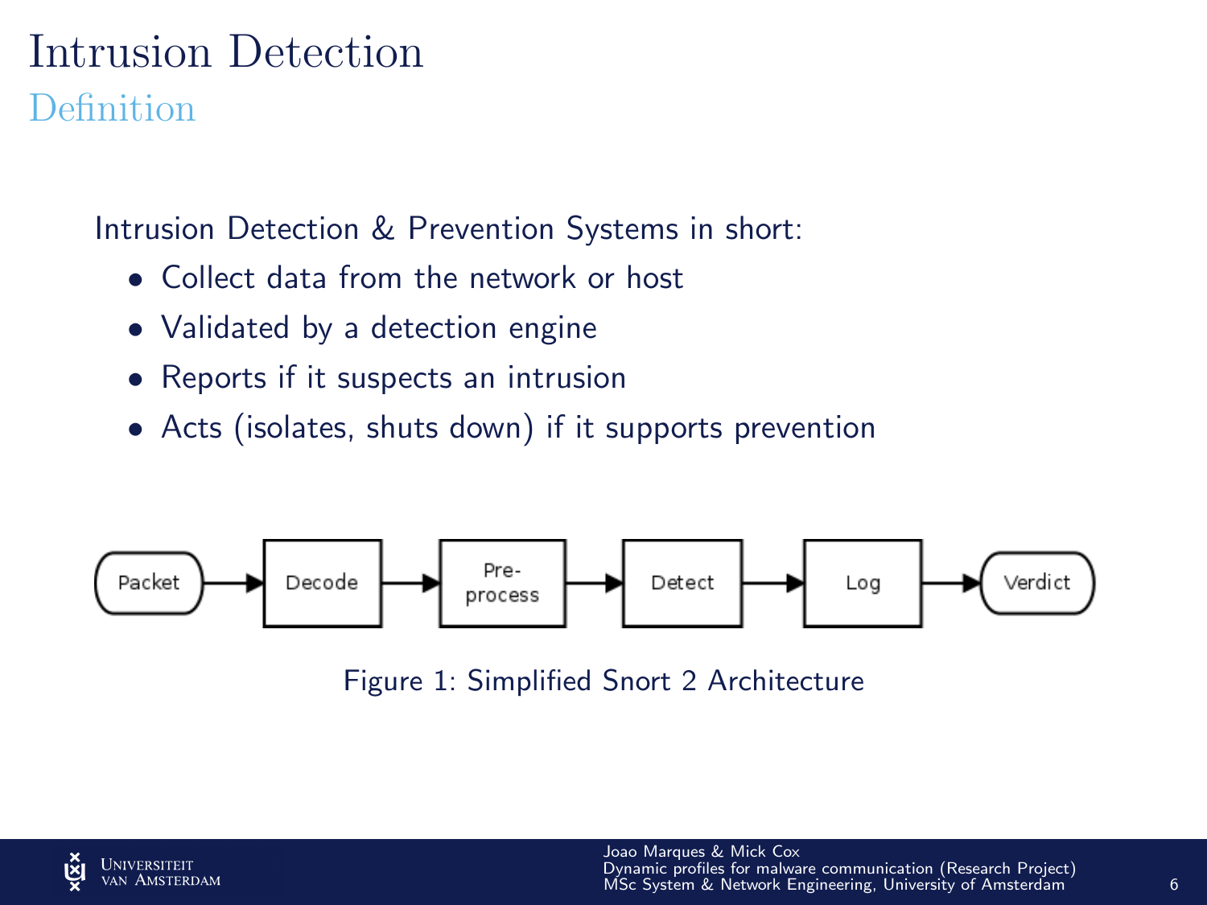# Intrusion Detection

## Definition

Intrusion Detection & Prevention Systems in short:

- Collect data from the network or host
- Validated by a detection engine
- Reports if it suspects an intrusion
- Acts (isolates, shuts down) if it supports prevention

Packet → Decode → Pre-process → Detect → Log → Verdict

Figure 1: Simplified Snort 2 Architecture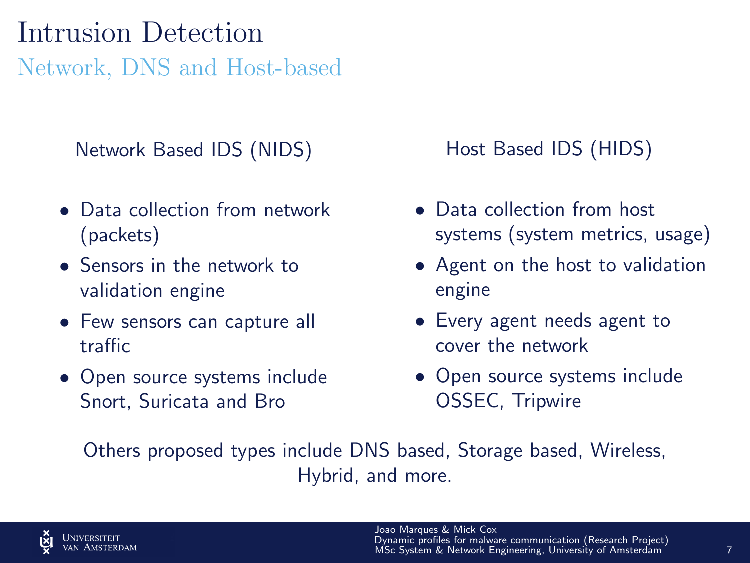# Intrusion Detection

## Network, DNS and Host-based

### Network Based IDS (NIDS)

- Data collection from network (packets)
- Sensors in the network to validation engine
- Few sensors can capture all traffic
- Open source systems include Snort, Suricata and Bro

### Host Based IDS (HIDS)

- Data collection from host systems (system metrics, usage)
- Agent on the host to validation engine
- Every agent needs agent to cover the network
- Open source systems include OSSEC, Tripwire

Others proposed types include DNS based, Storage based, Wireless, Hybrid, and more.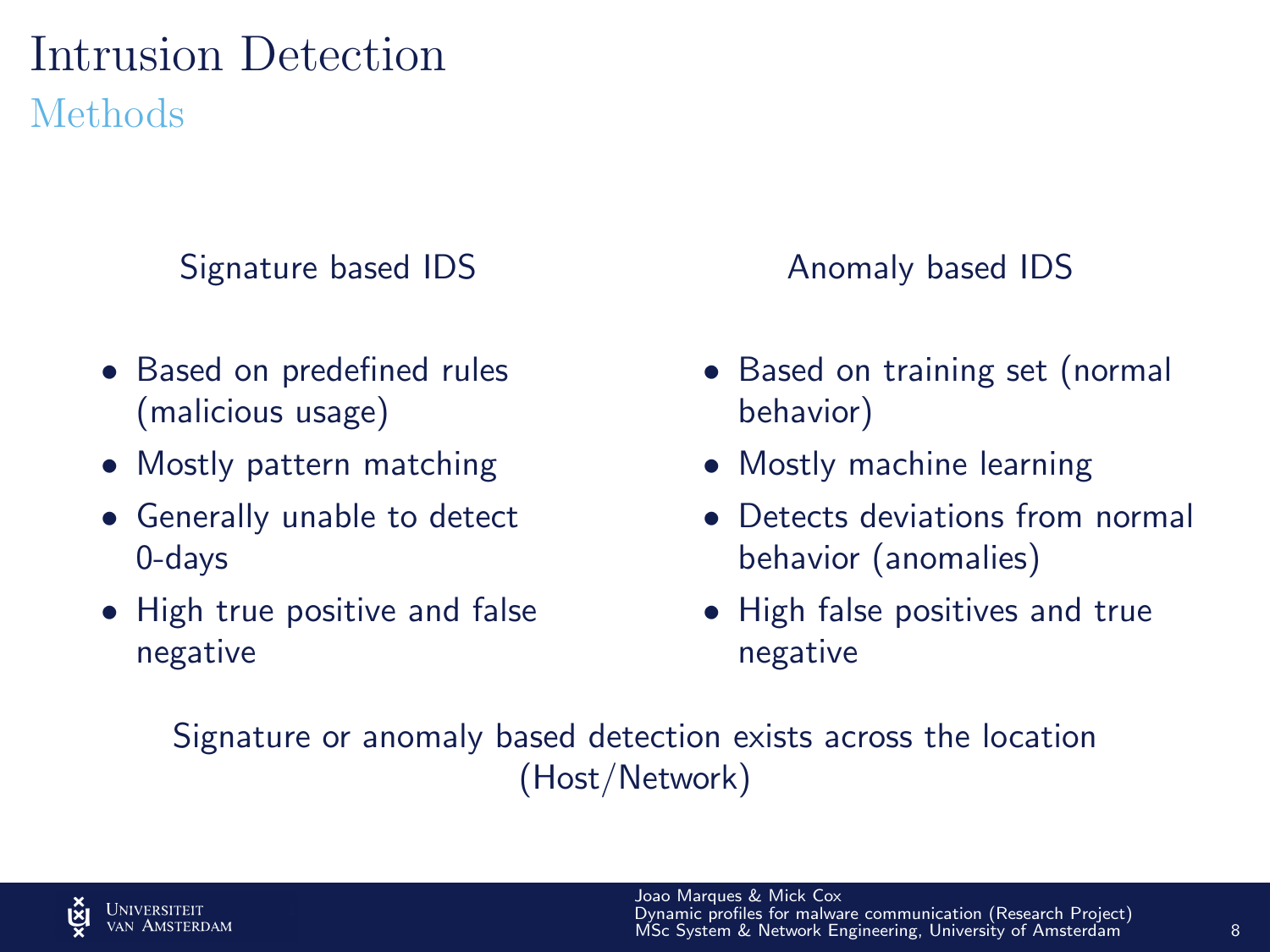# Intrusion Detection

## Methods

### Signature based IDS

- Based on predefined rules (malicious usage)
- Mostly pattern matching
- Generally unable to detect 0-days
- High true positive and false negative

### Anomaly based IDS

- Based on training set (normal behavior)
- Mostly machine learning
- Detects deviations from normal behavior (anomalies)
- High false positives and true negative

Signature or anomaly based detection exists across the location (Host/Network)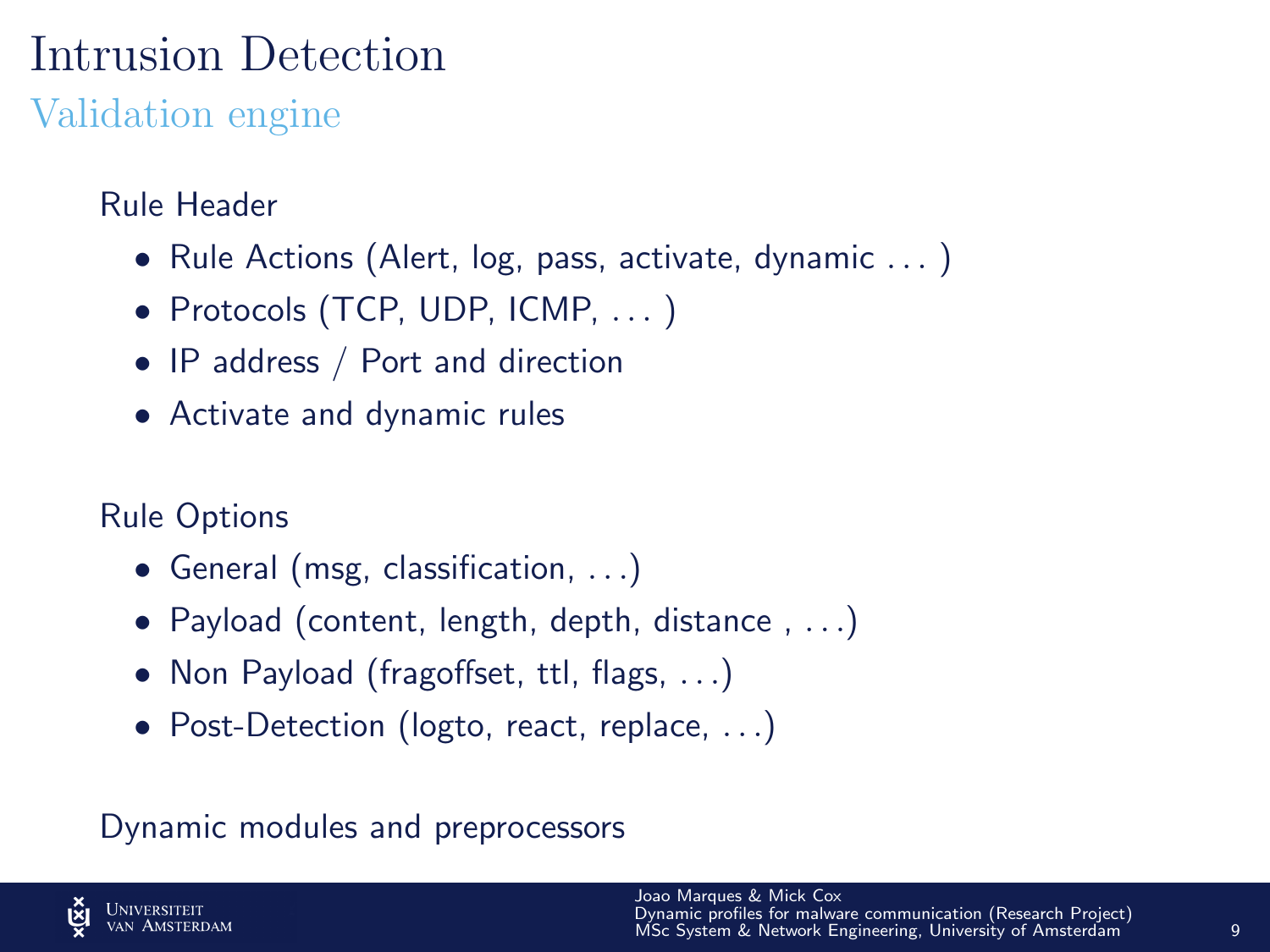# Intrusion Detection

## Validation engine

Rule Header

- Rule Actions (Alert, log, pass, activate, dynamic . . . )
- Protocols (TCP, UDP, ICMP, . . . )
- IP address / Port and direction
- Activate and dynamic rules

Rule Options

- General (msg, classification, . . .)
- Payload (content, length, depth, distance , . . .)
- Non Payload (fragoffset, ttl, flags, . . .)
- Post-Detection (logto, react, replace, . . .)

Dynamic modules and preprocessors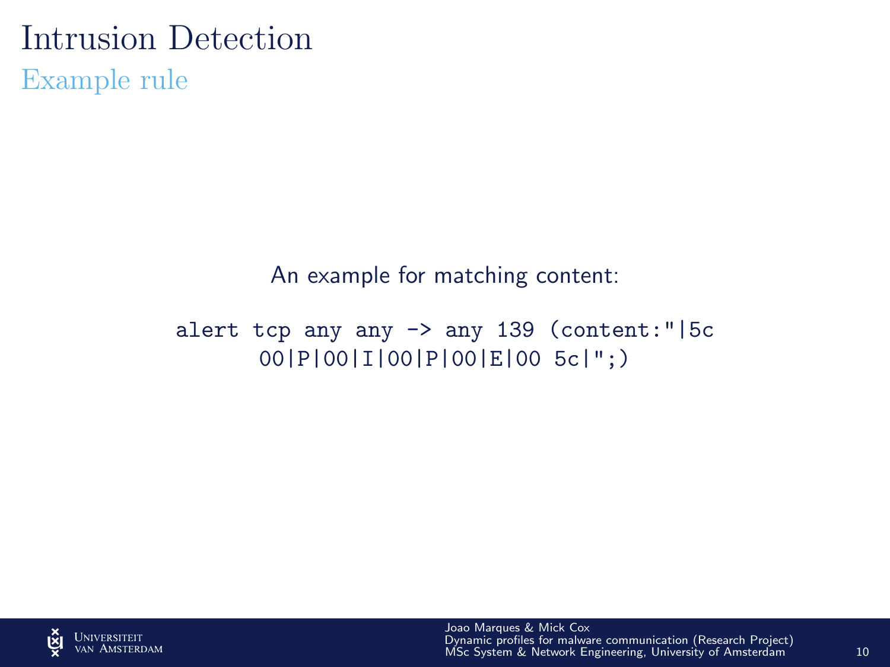# Intrusion Detection

## Example rule

An example for matching content:

```
alert tcp any any -> any 139 (content:"|5c
00|P|00|I|00|P|00|E|00 5c|";)
```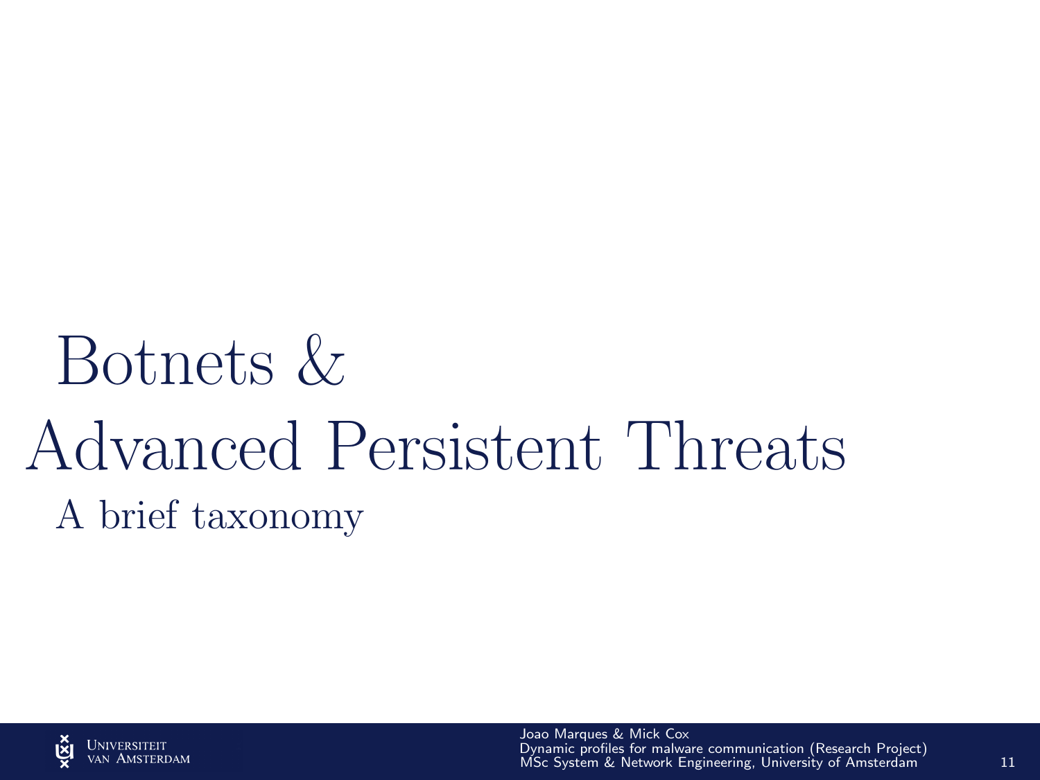# Botnets & Advanced Persistent Threats

## A brief taxonomy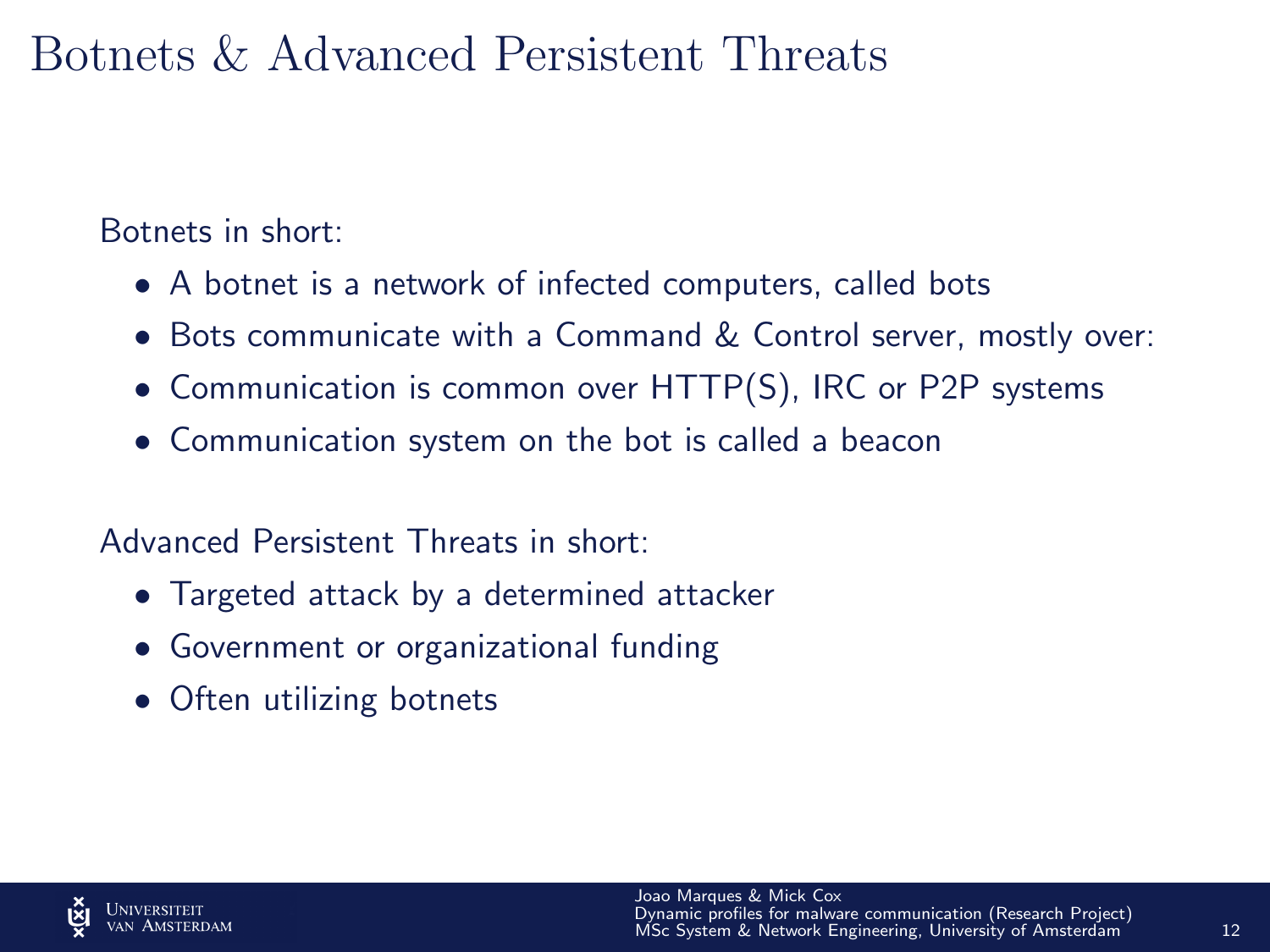# Botnets & Advanced Persistent Threats

Botnets in short:

- A botnet is a network of infected computers, called bots
- Bots communicate with a Command & Control server, mostly over:
- Communication is common over HTTP(S), IRC or P2P systems
- Communication system on the bot is called a beacon

Advanced Persistent Threats in short:

- Targeted attack by a determined attacker
- Government or organizational funding
- Often utilizing botnets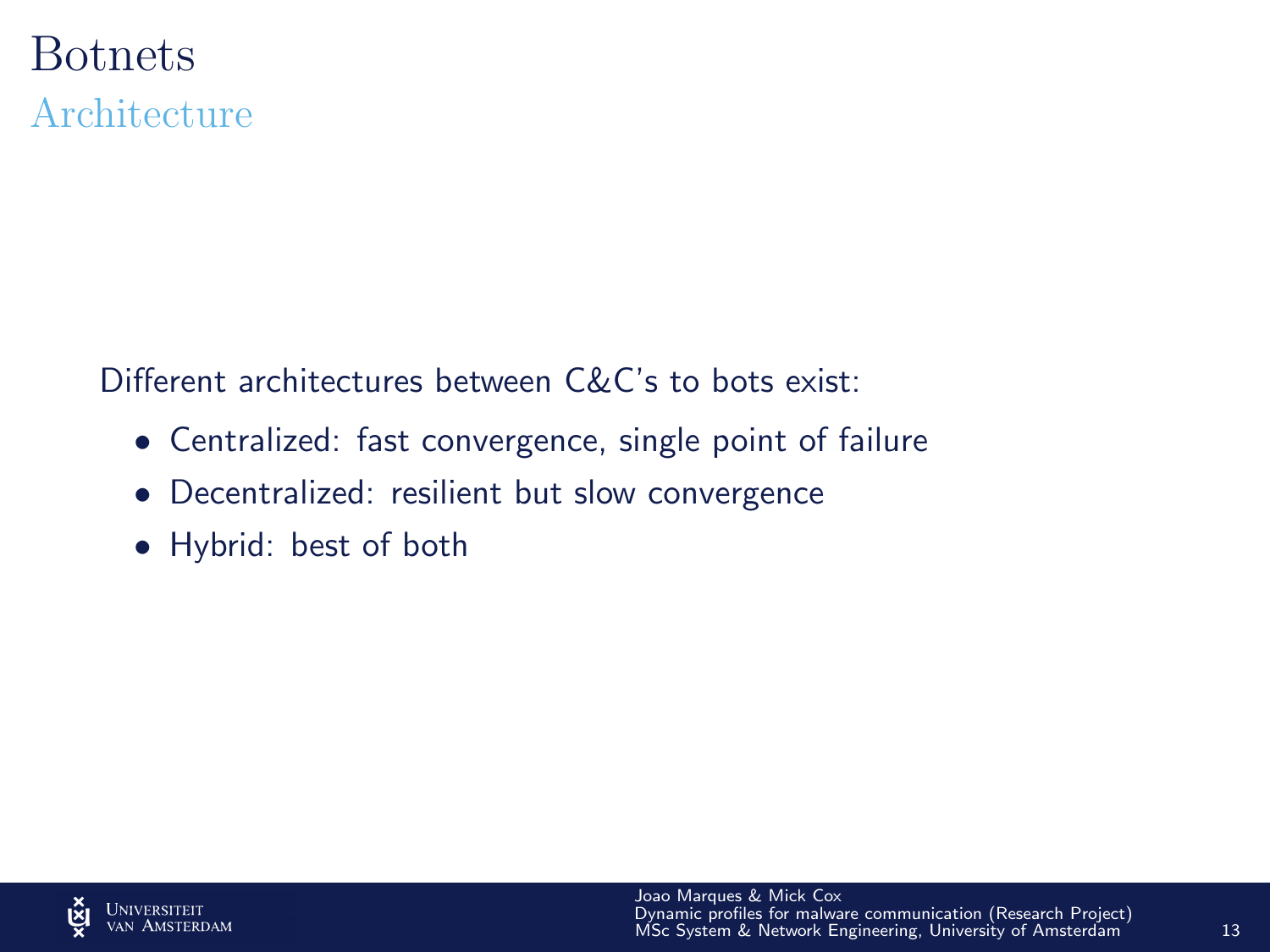# Botnets

## Architecture

Different architectures between C&C's to bots exist:

- Centralized: fast convergence, single point of failure
- Decentralized: resilient but slow convergence
- Hybrid: best of both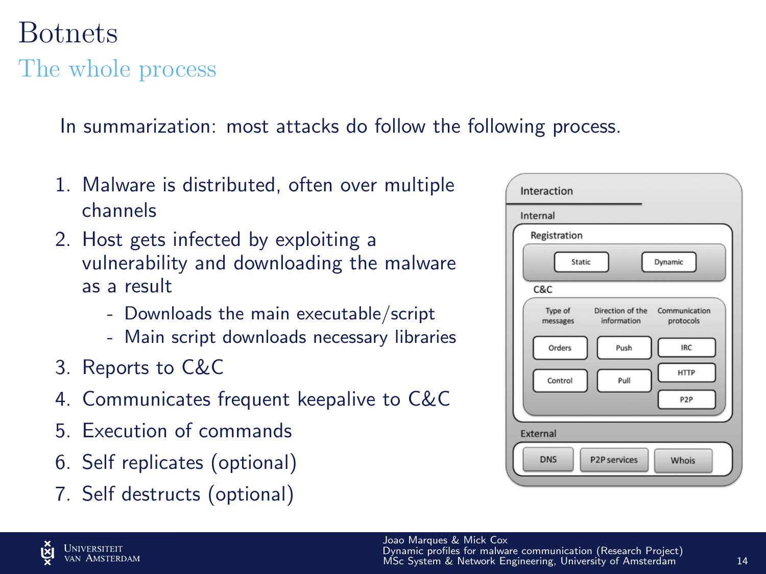# Botnets

## The whole process

In summarization: most attacks do follow the following process.

1. Malware is distributed, often over multiple channels
2. Host gets infected by exploiting a vulnerability and downloading the malware as a result
   - Downloads the main executable/script
   - Main script downloads necessary libraries
3. Reports to C&C
4. Communicates frequent keepalive to C&C
5. Execution of commands
6. Self replicates (optional)
7. Self destructs (optional)

Interaction

Internal

Registration: Static, Dynamic

C&C

| Type of messages | Direction of the information | Communication protocols |
| --- | --- | --- |
| Orders | Push | IRC |
| Control | Pull | HTTP |
| | | P2P |

External: DNS, P2P services, Whois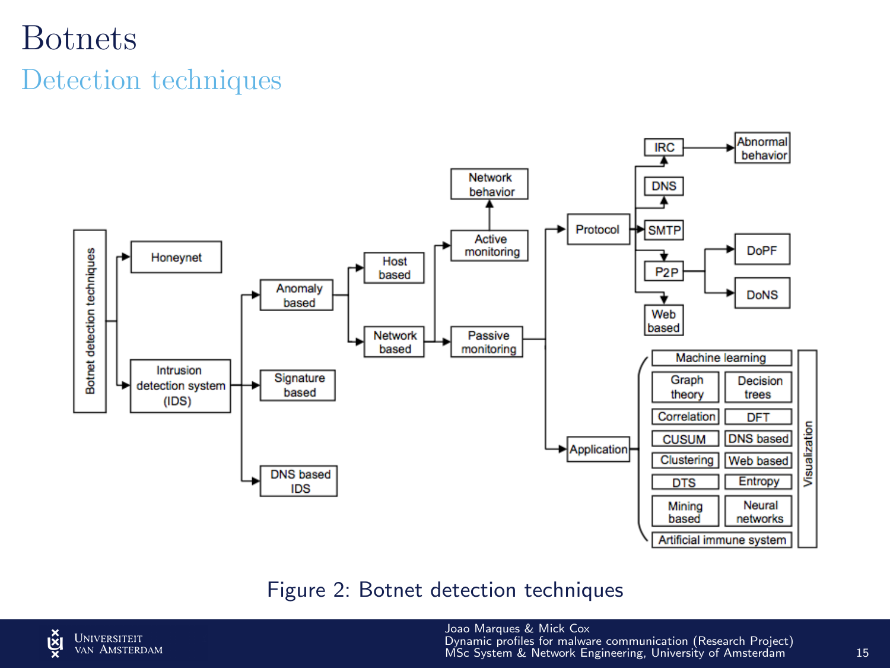# Botnets

## Detection techniques

Figure 2: Botnet detection techniques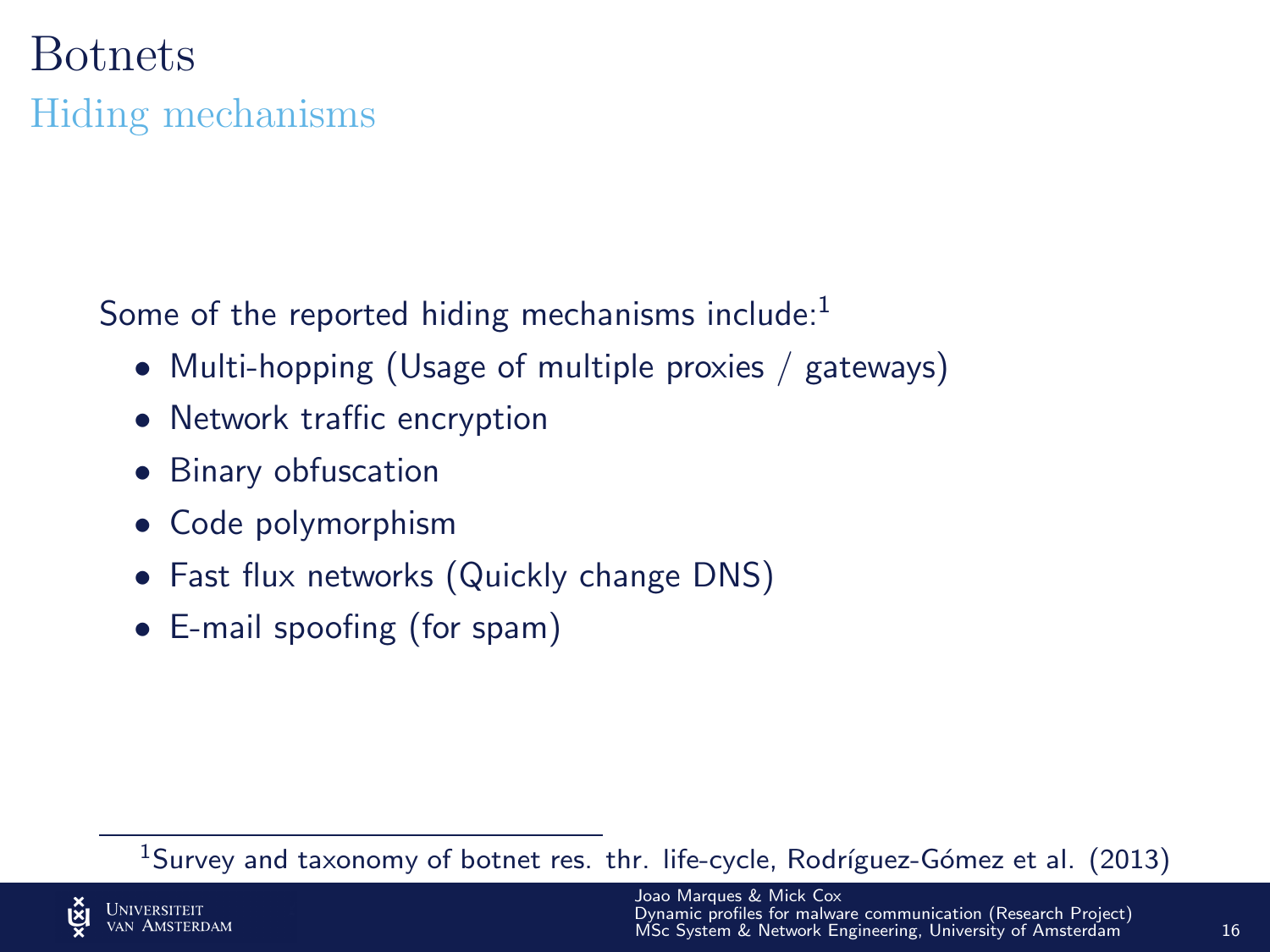# Botnets

## Hiding mechanisms

Some of the reported hiding mechanisms include:[1]

- Multi-hopping (Usage of multiple proxies / gateways)
- Network traffic encryption
- Binary obfuscation
- Code polymorphism
- Fast flux networks (Quickly change DNS)
- E-mail spoofing (for spam)

[1] Survey and taxonomy of botnet res. thr. life-cycle, Rodríguez-Gómez et al. (2013)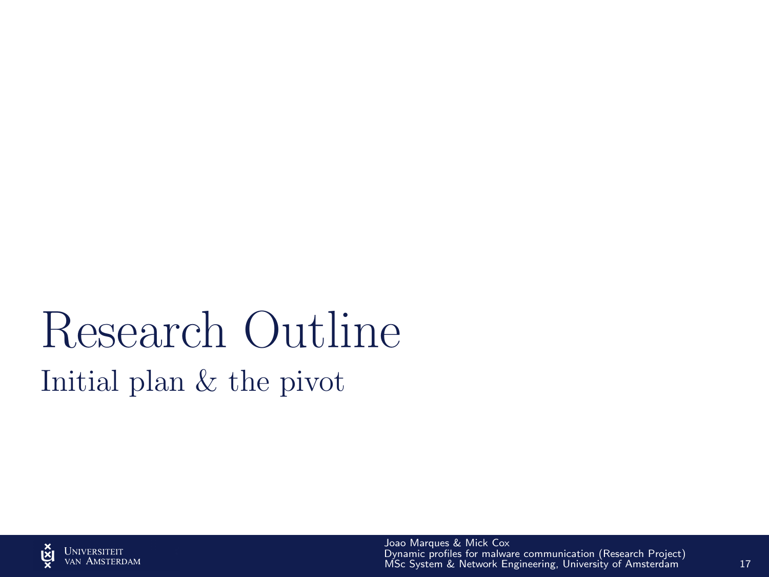# Research Outline

## Initial plan & the pivot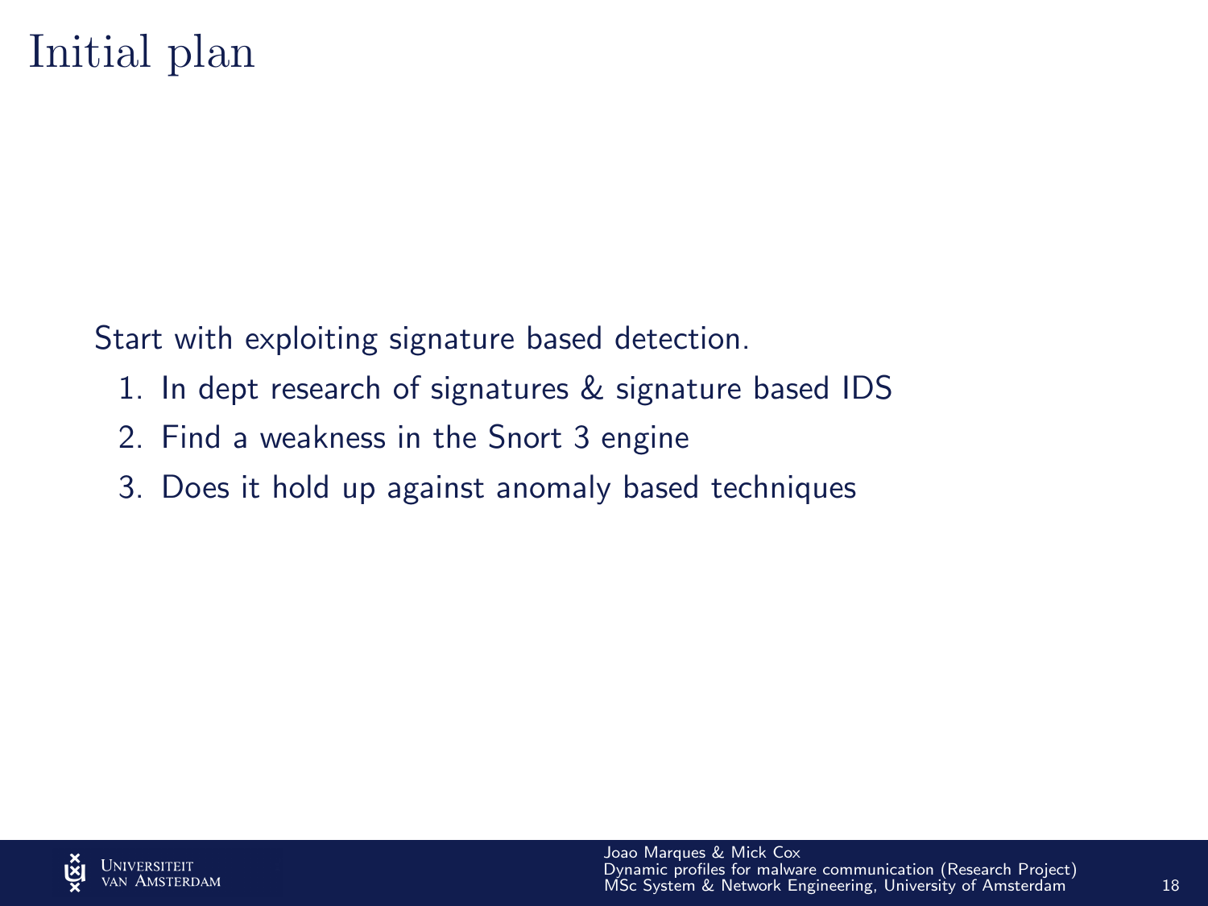# Initial plan

Start with exploiting signature based detection.

1. In dept research of signatures & signature based IDS
2. Find a weakness in the Snort 3 engine
3. Does it hold up against anomaly based techniques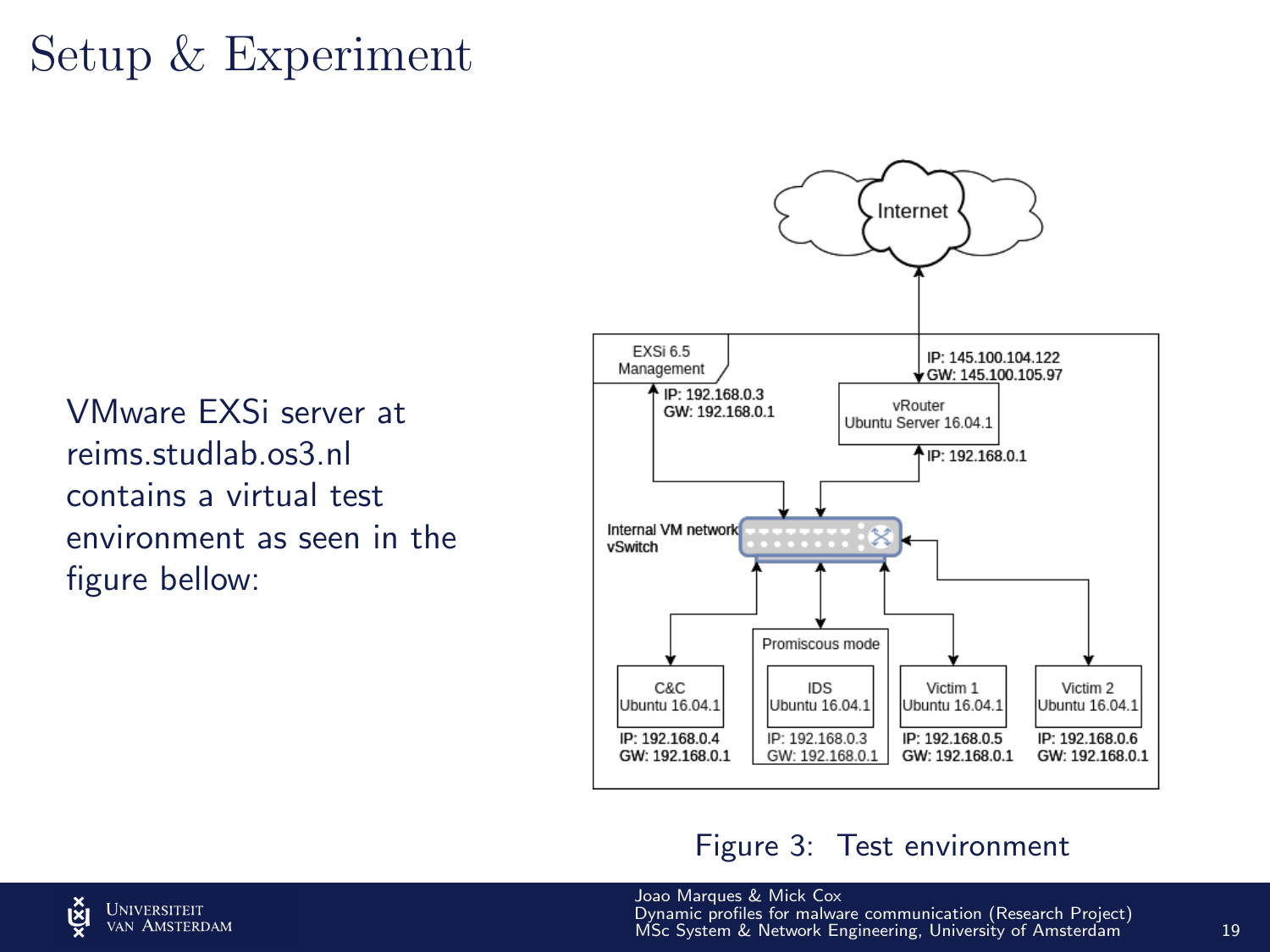# Setup & Experiment

VMware EXSi server at reims.studlab.os3.nl contains a virtual test environment as seen in the figure bellow:

Figure 3: Test environment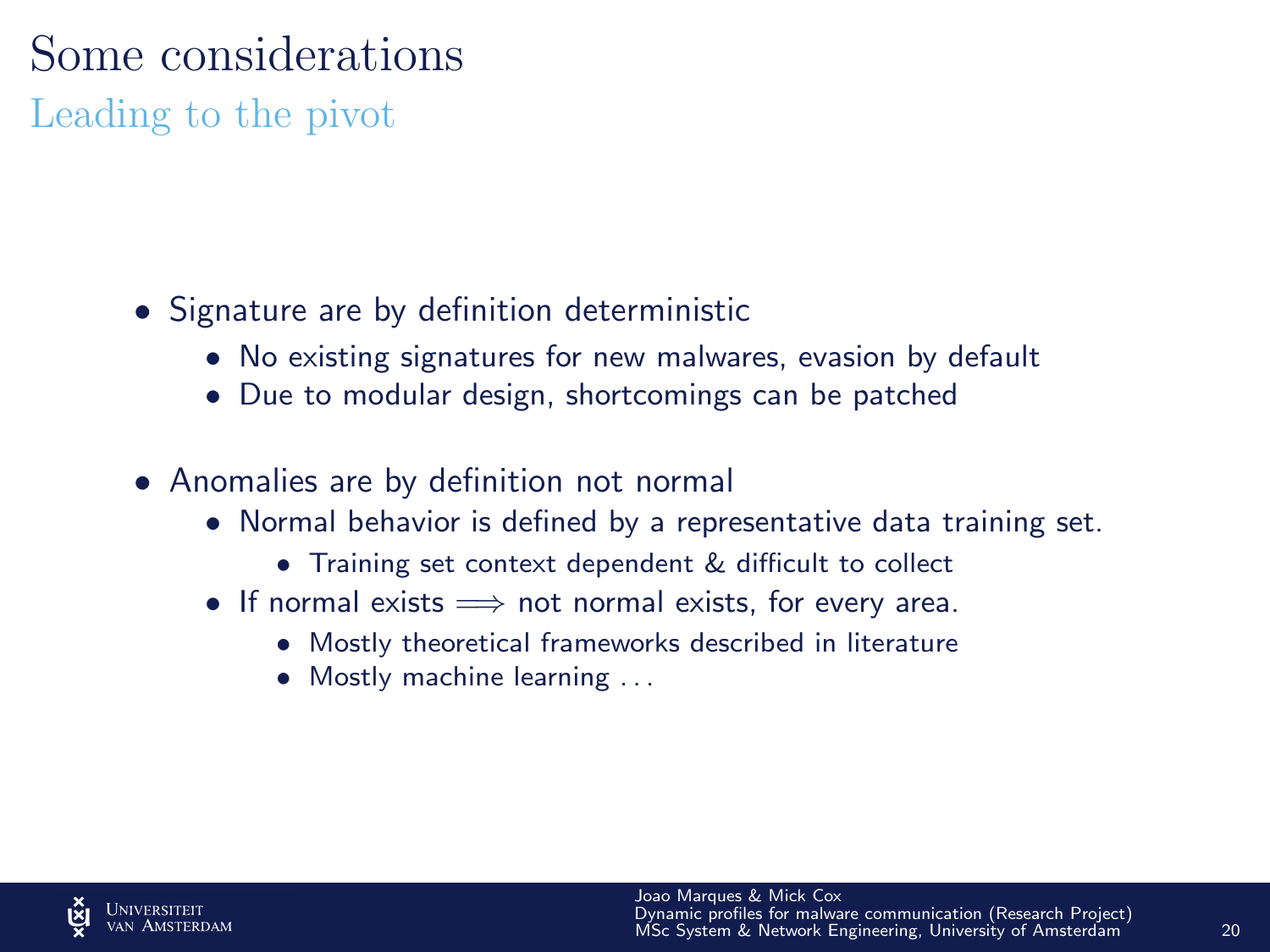# Some considerations

## Leading to the pivot

- Signature are by definition deterministic
  - No existing signatures for new malwares, evasion by default
  - Due to modular design, shortcomings can be patched
- Anomalies are by definition not normal
  - Normal behavior is defined by a representative data training set.
    - Training set context dependent & difficult to collect
  - If normal exists $\Longrightarrow$ not normal exists, for every area.
    - Mostly theoretical frameworks described in literature
    - Mostly machine learning . . .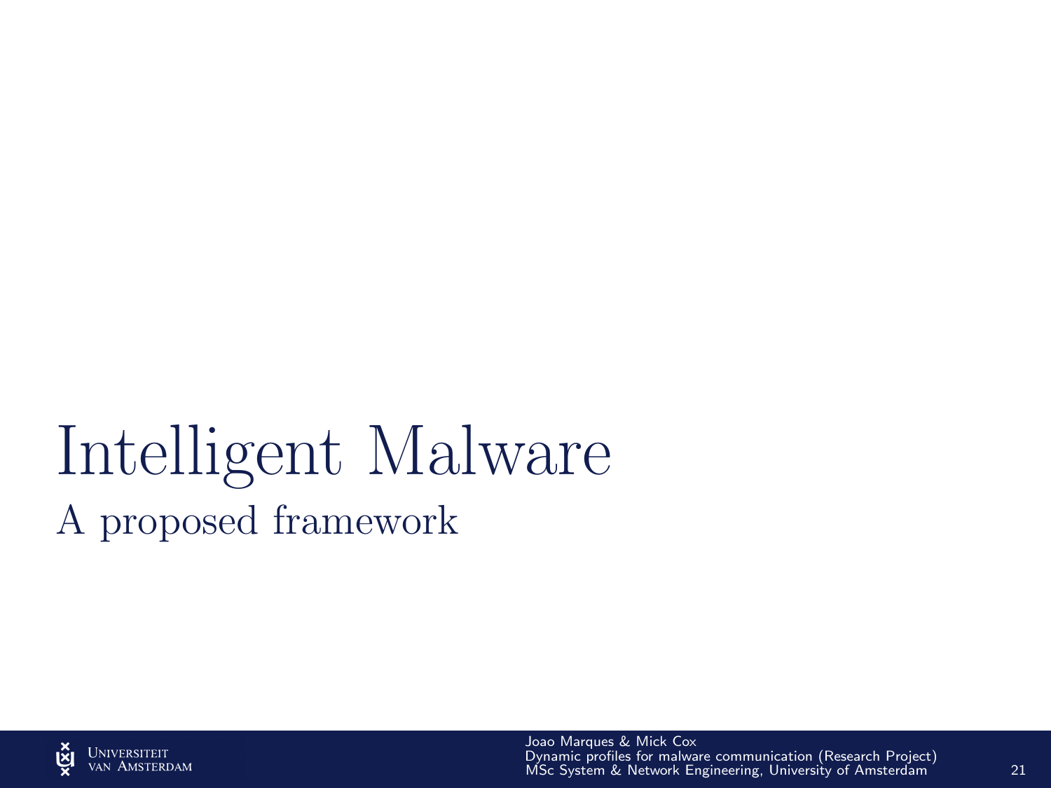# Intelligent Malware

## A proposed framework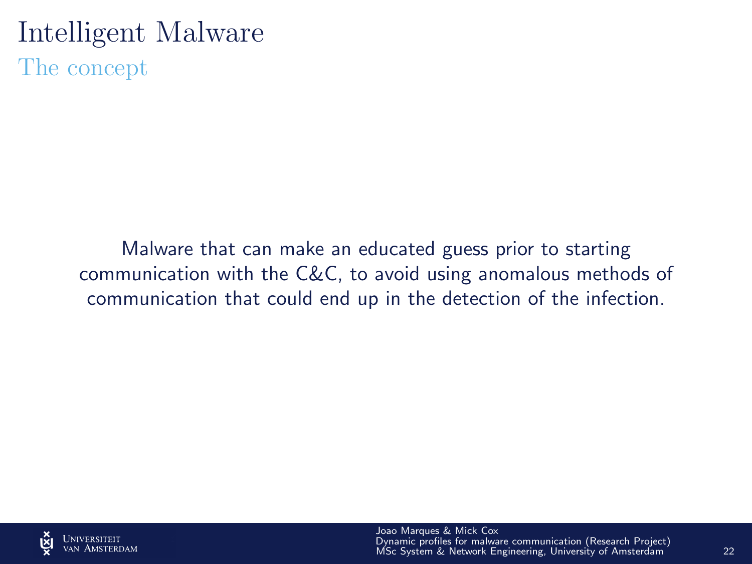# Intelligent Malware

## The concept

Malware that can make an educated guess prior to starting communication with the C&C, to avoid using anomalous methods of communication that could end up in the detection of the infection.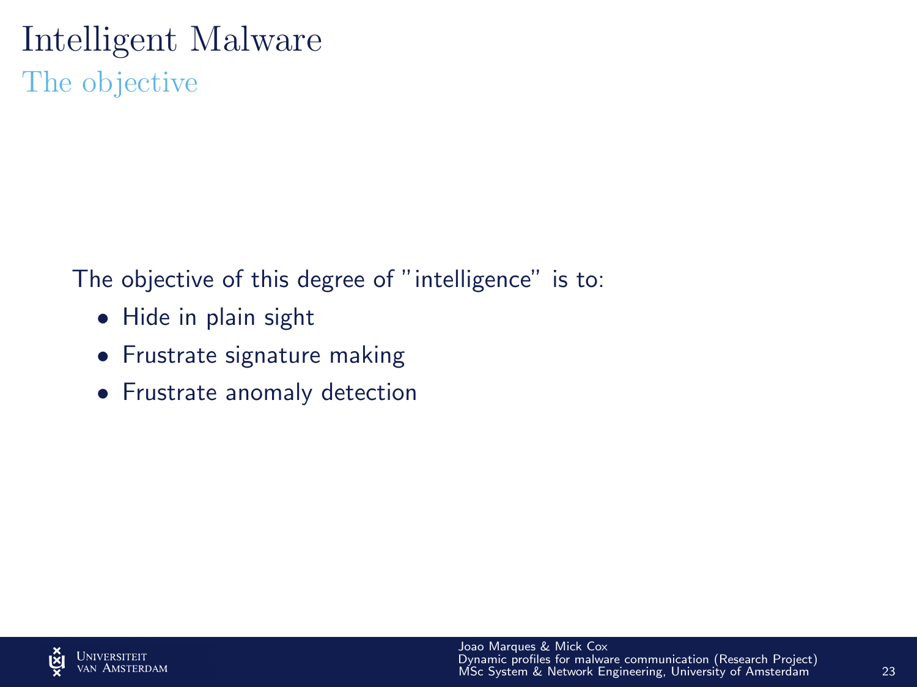# Intelligent Malware

## The objective

The objective of this degree of "intelligence" is to:

- Hide in plain sight
- Frustrate signature making
- Frustrate anomaly detection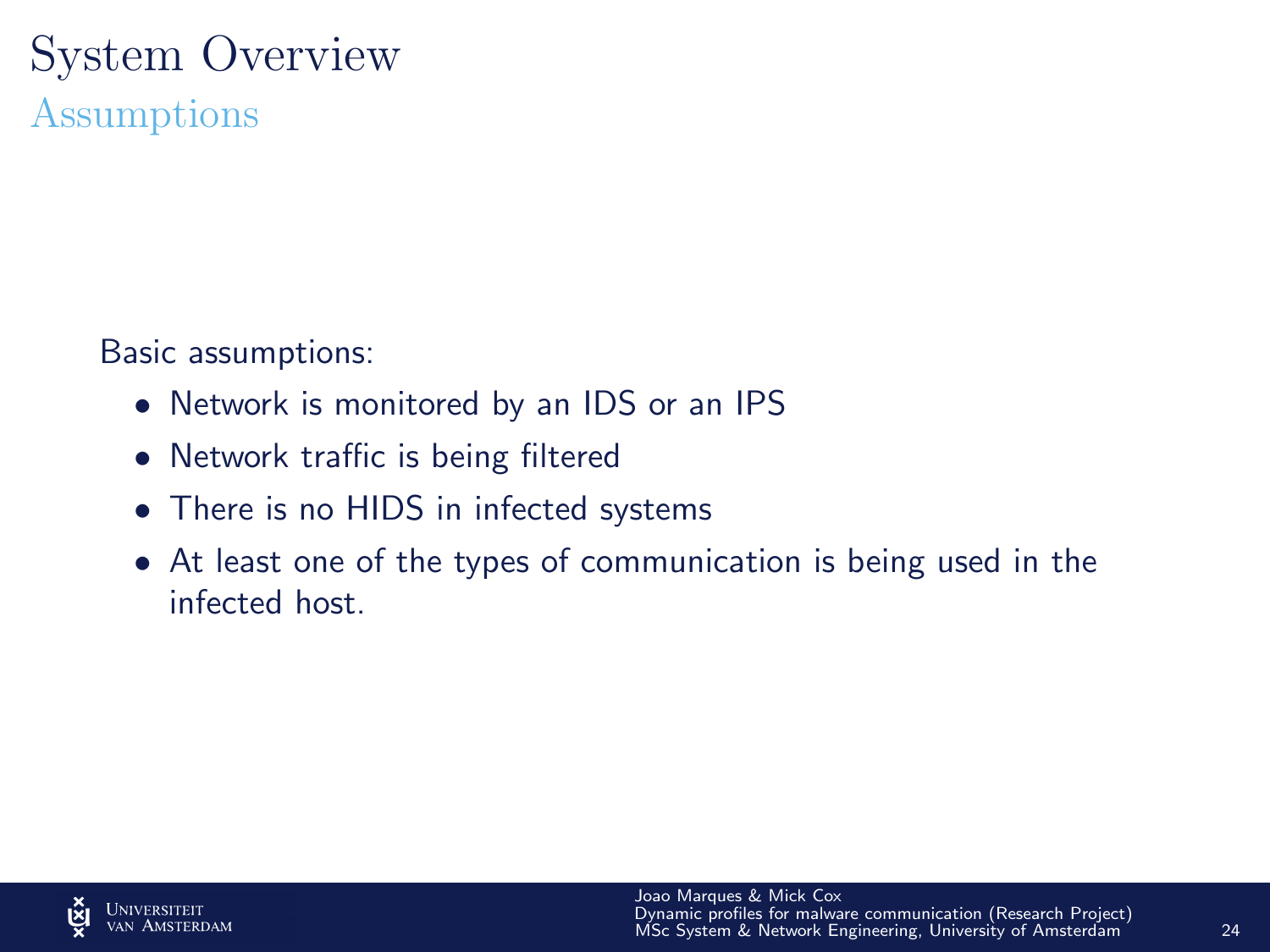# System Overview

## Assumptions

Basic assumptions:

- Network is monitored by an IDS or an IPS
- Network traffic is being filtered
- There is no HIDS in infected systems
- At least one of the types of communication is being used in the infected host.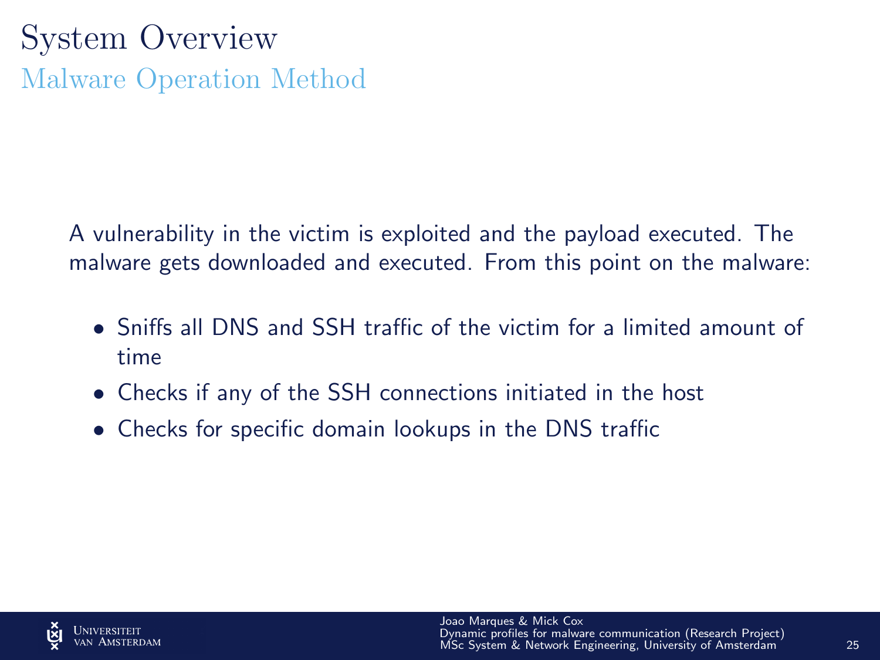# System Overview

## Malware Operation Method

A vulnerability in the victim is exploited and the payload executed. The malware gets downloaded and executed. From this point on the malware:

- Sniffs all DNS and SSH traffic of the victim for a limited amount of time
- Checks if any of the SSH connections initiated in the host
- Checks for specific domain lookups in the DNS traffic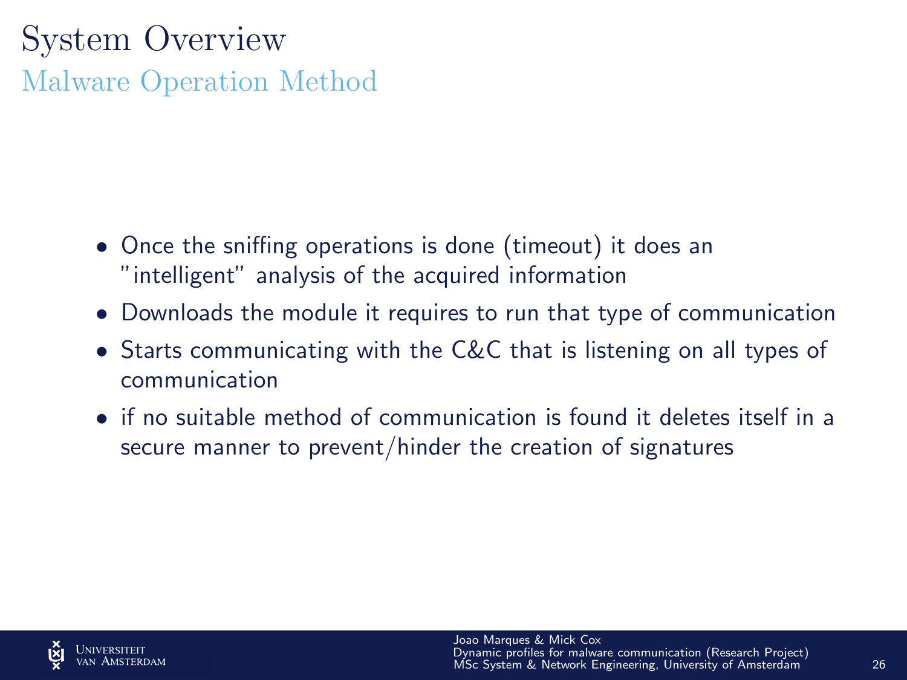# System Overview

## Malware Operation Method

- Once the sniffing operations is done (timeout) it does an "intelligent" analysis of the acquired information
- Downloads the module it requires to run that type of communication
- Starts communicating with the C&C that is listening on all types of communication
- if no suitable method of communication is found it deletes itself in a secure manner to prevent/hinder the creation of signatures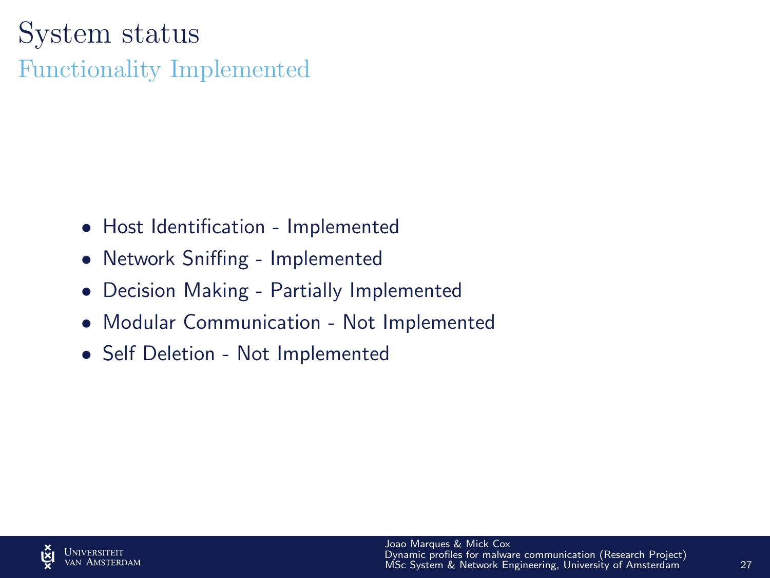# System status

## Functionality Implemented

- Host Identification - Implemented
- Network Sniffing - Implemented
- Decision Making - Partially Implemented
- Modular Communication - Not Implemented
- Self Deletion - Not Implemented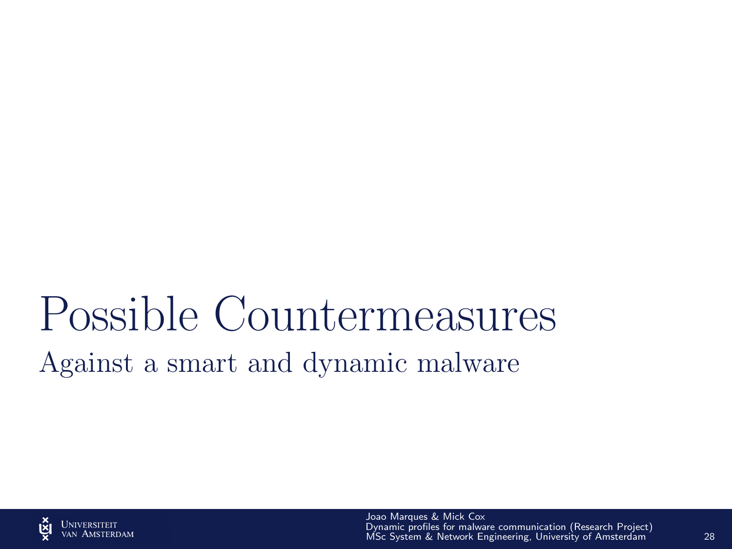# Possible Countermeasures

Against a smart and dynamic malware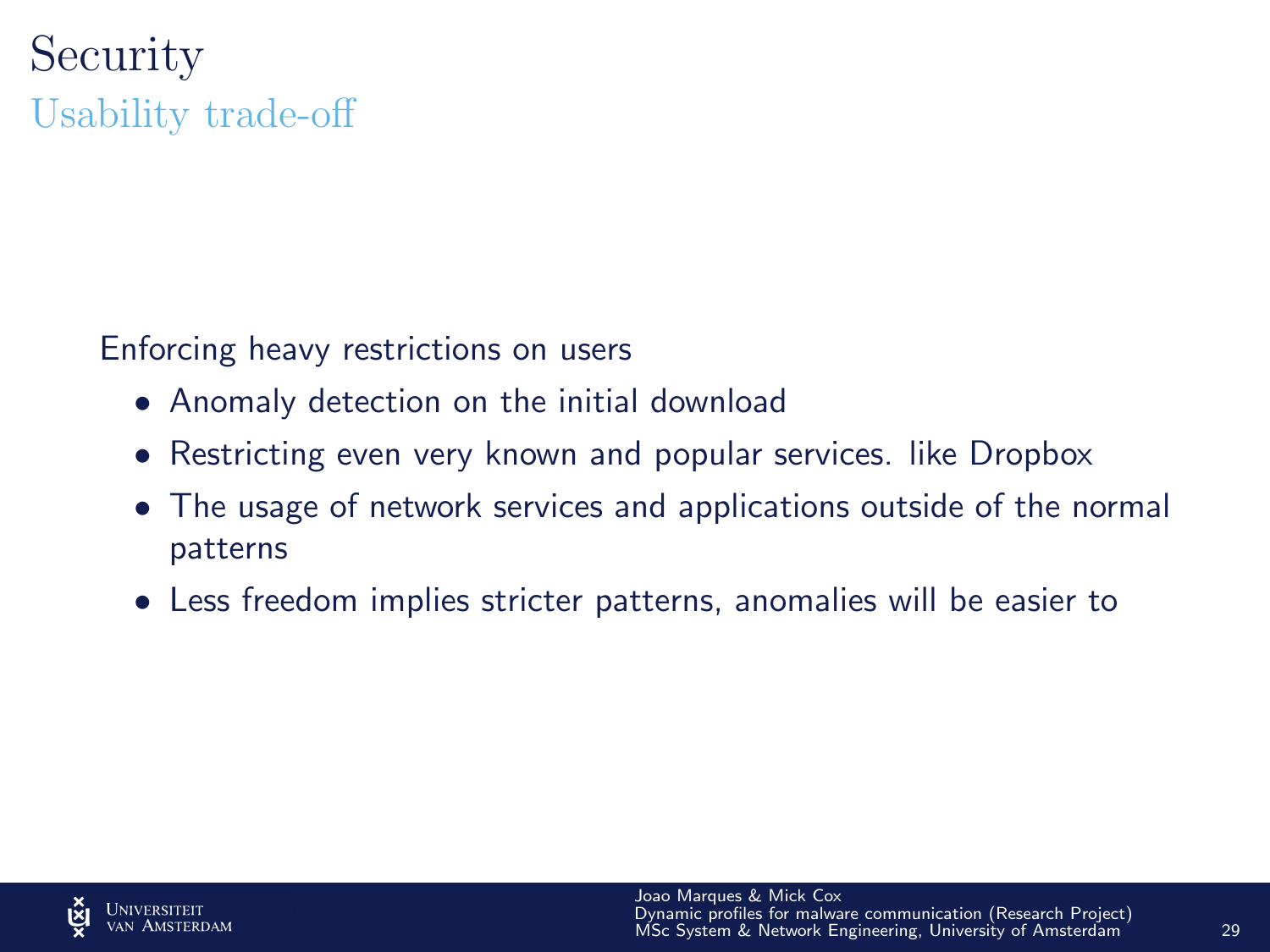# Security

## Usability trade-off

Enforcing heavy restrictions on users

- Anomaly detection on the initial download
- Restricting even very known and popular services. like Dropbox
- The usage of network services and applications outside of the normal patterns
- Less freedom implies stricter patterns, anomalies will be easier to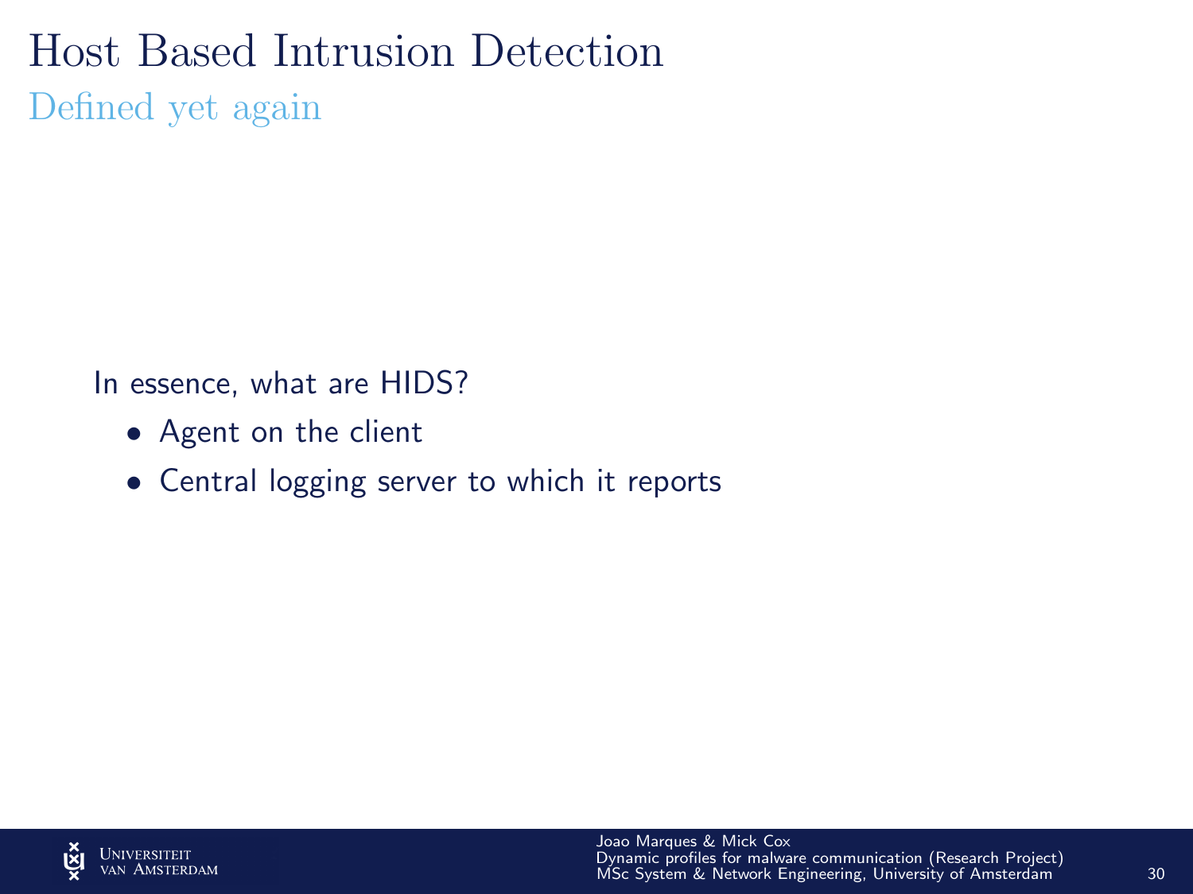# Host Based Intrusion Detection

## Defined yet again

In essence, what are HIDS?

- Agent on the client
- Central logging server to which it reports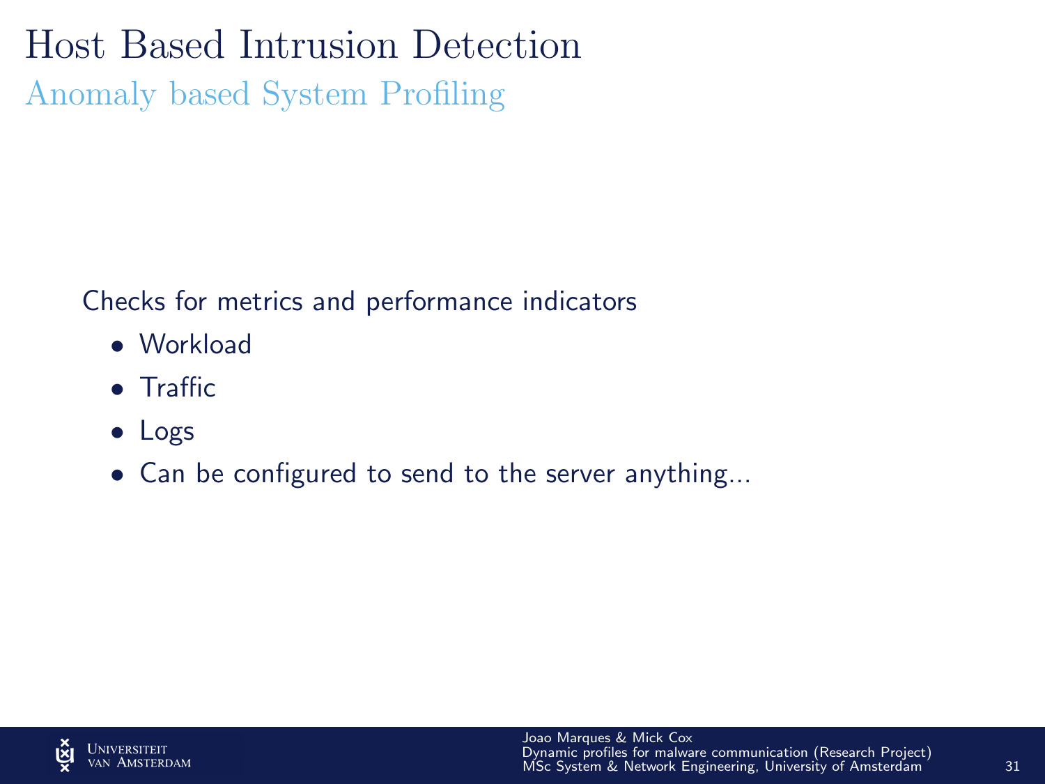# Host Based Intrusion Detection

## Anomaly based System Profiling

Checks for metrics and performance indicators

- Workload
- Traffic
- Logs
- Can be configured to send to the server anything...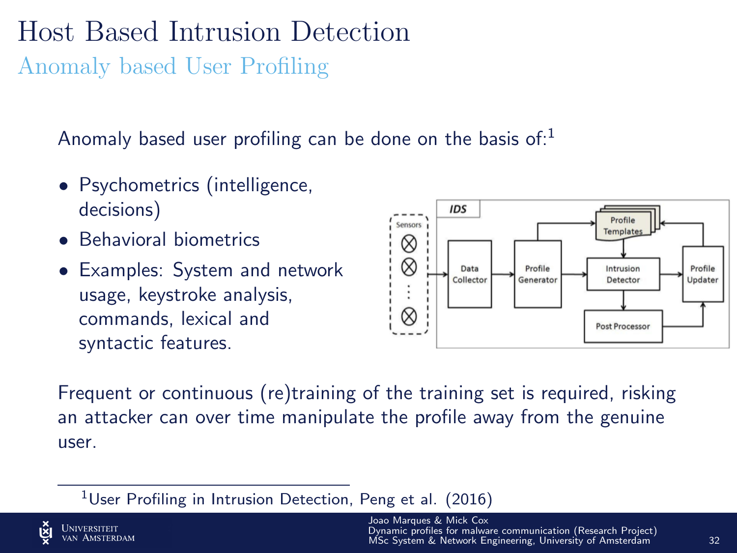# Host Based Intrusion Detection

## Anomaly based User Profiling

Anomaly based user profiling can be done on the basis of:[1]

- Psychometrics (intelligence, decisions)
- Behavioral biometrics
- Examples: System and network usage, keystroke analysis, commands, lexical and syntactic features.

Frequent or continuous (re)training of the training set is required, risking an attacker can over time manipulate the profile away from the genuine user.

[1] User Profiling in Intrusion Detection, Peng et al. (2016)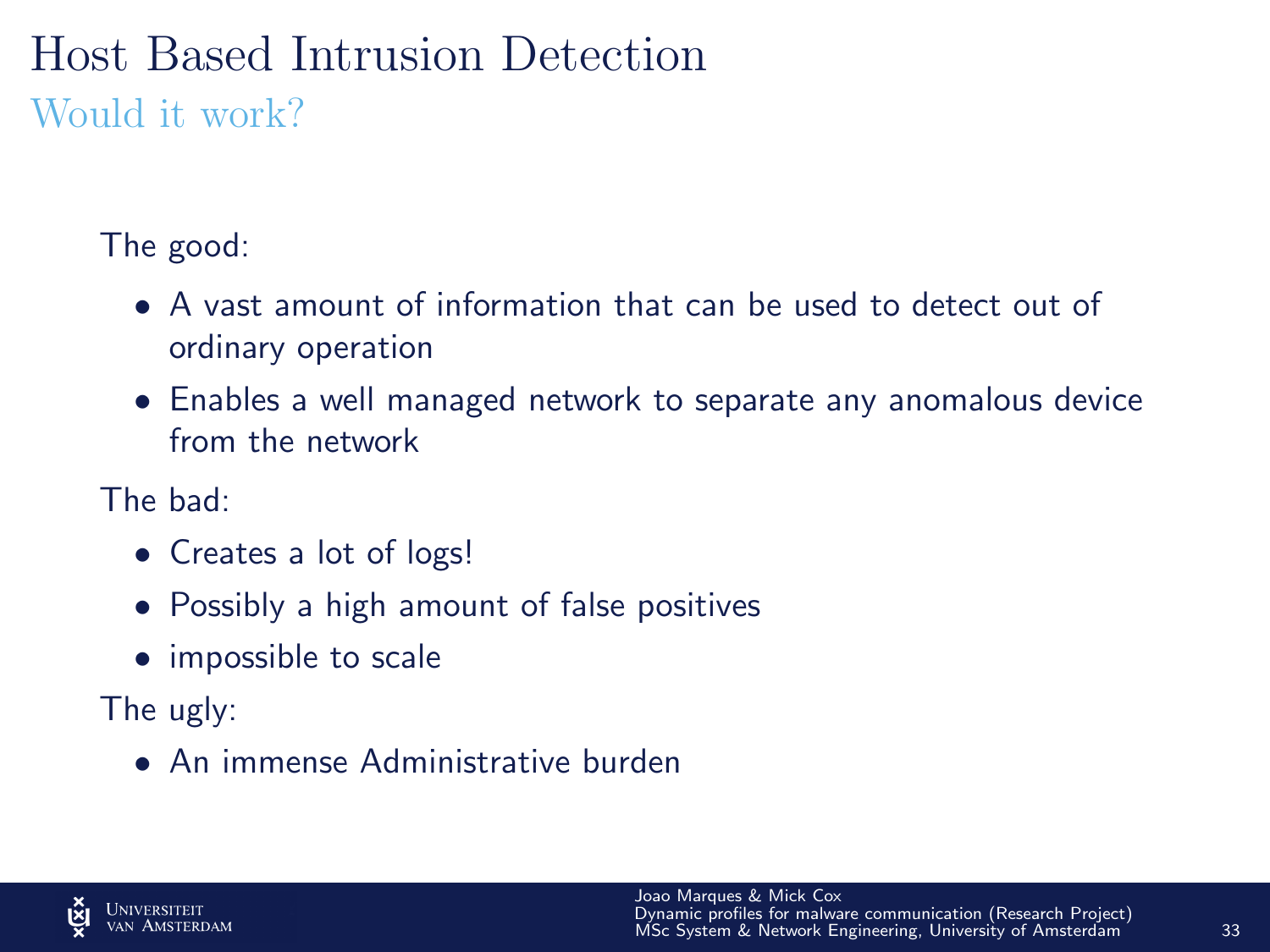# Host Based Intrusion Detection

## Would it work?

The good:

- A vast amount of information that can be used to detect out of ordinary operation
- Enables a well managed network to separate any anomalous device from the network

The bad:

- Creates a lot of logs!
- Possibly a high amount of false positives
- impossible to scale

The ugly:

- An immense Administrative burden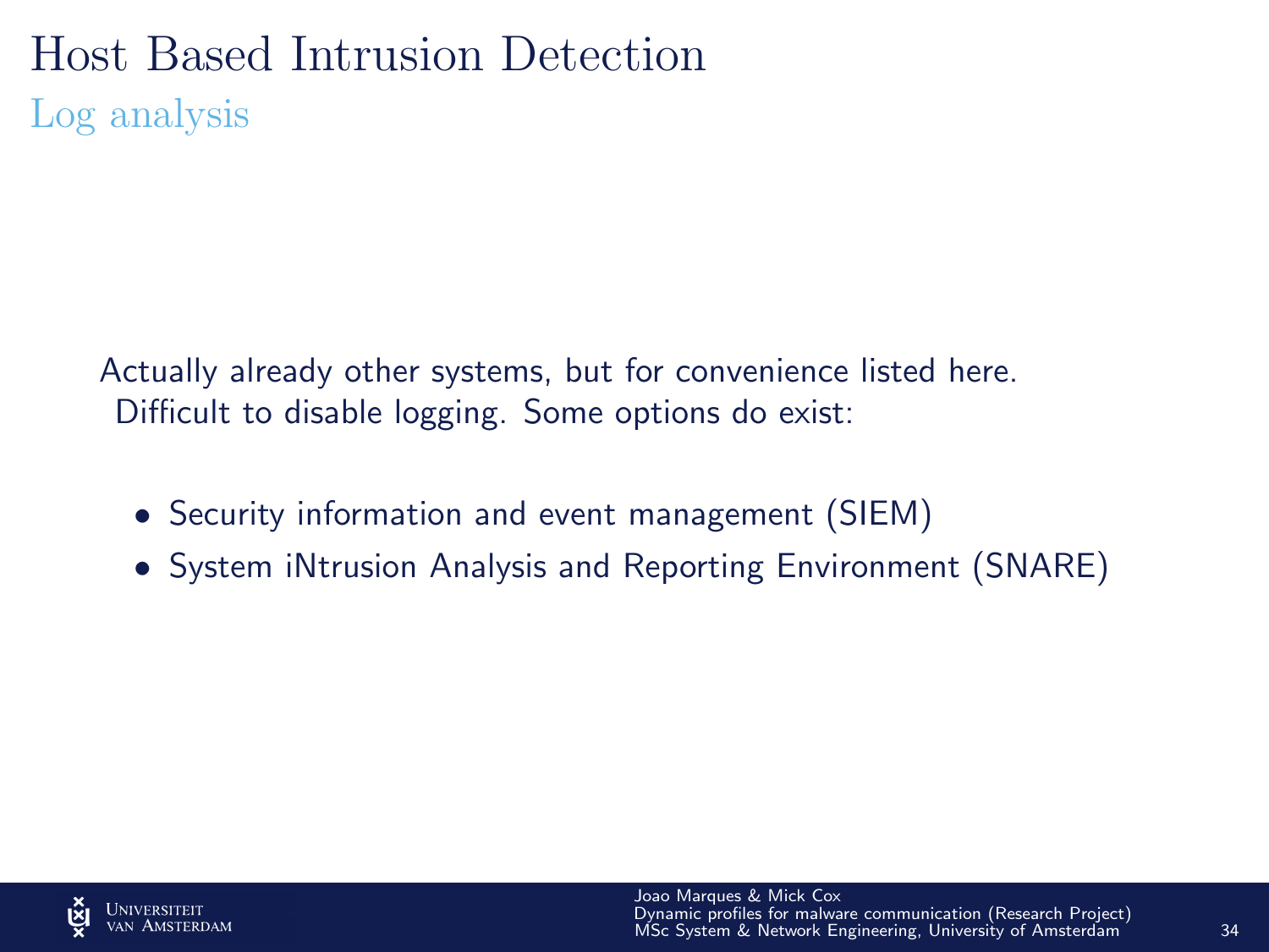# Host Based Intrusion Detection

## Log analysis

Actually already other systems, but for convenience listed here.
Difficult to disable logging. Some options do exist:

- Security information and event management (SIEM)
- System iNtrusion Analysis and Reporting Environment (SNARE)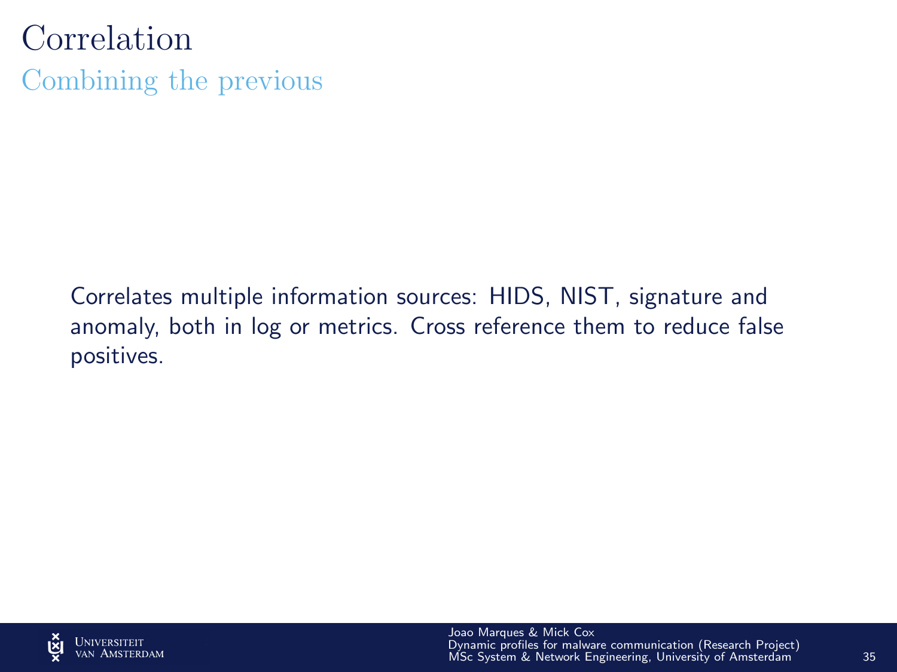# Correlation

## Combining the previous

Correlates multiple information sources: HIDS, NIST, signature and anomaly, both in log or metrics. Cross reference them to reduce false positives.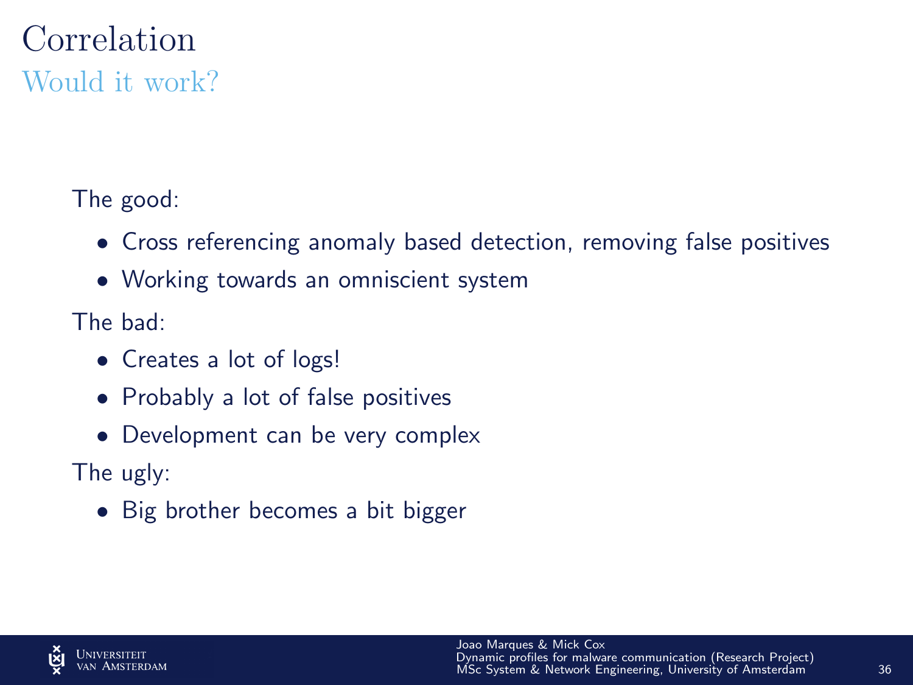# Correlation

## Would it work?

The good:

- Cross referencing anomaly based detection, removing false positives
- Working towards an omniscient system

The bad:

- Creates a lot of logs!
- Probably a lot of false positives
- Development can be very complex

The ugly:

- Big brother becomes a bit bigger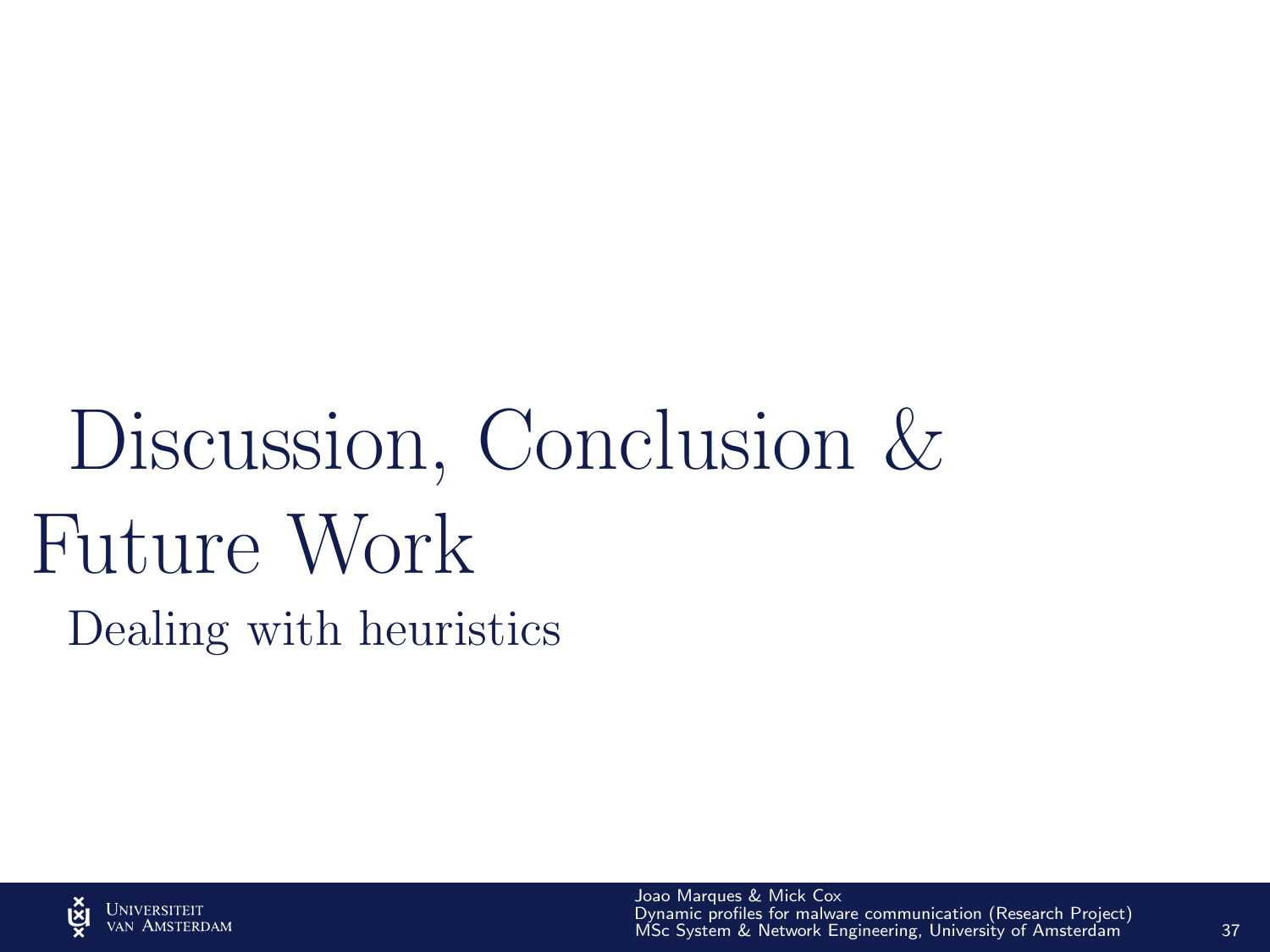# Discussion, Conclusion & Future Work

## Dealing with heuristics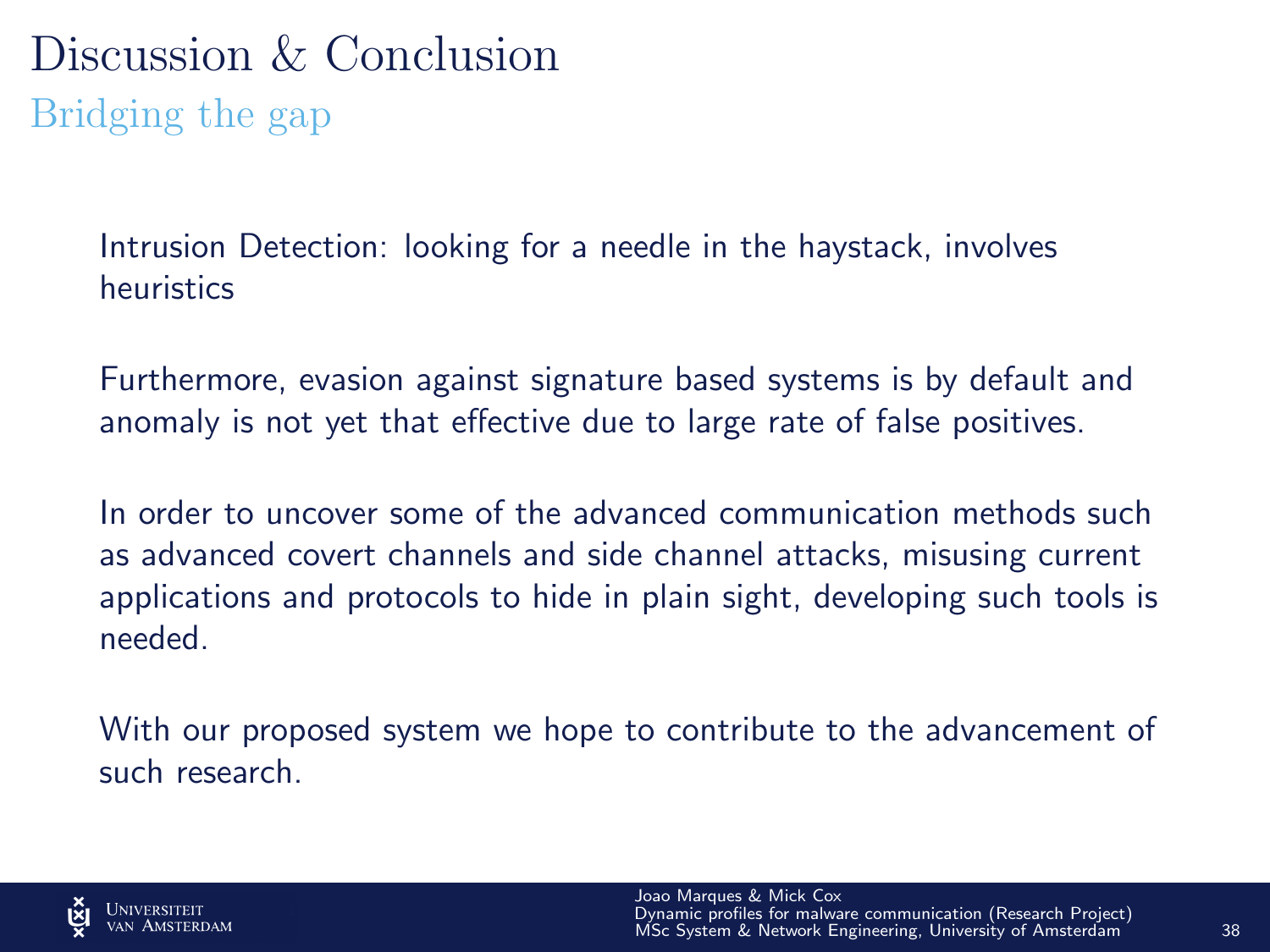# Discussion & Conclusion

## Bridging the gap

Intrusion Detection: looking for a needle in the haystack, involves heuristics

Furthermore, evasion against signature based systems is by default and anomaly is not yet that effective due to large rate of false positives.

In order to uncover some of the advanced communication methods such as advanced covert channels and side channel attacks, misusing current applications and protocols to hide in plain sight, developing such tools is needed.

With our proposed system we hope to contribute to the advancement of such research.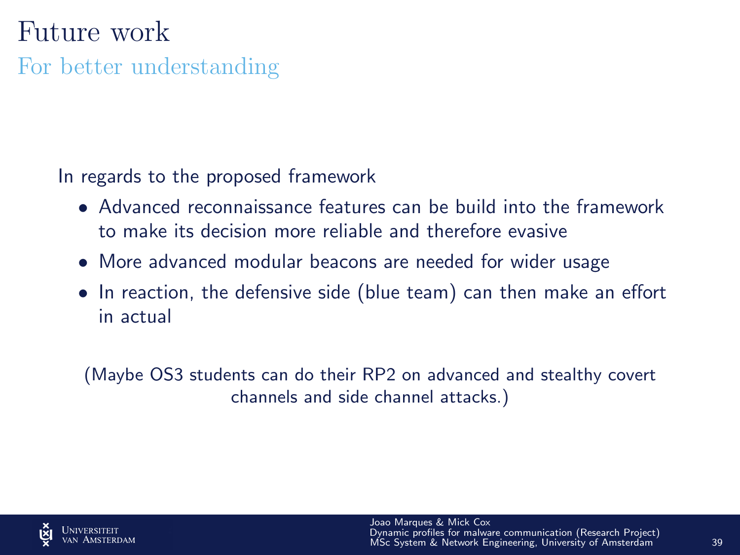# Future work

## For better understanding

In regards to the proposed framework

- Advanced reconnaissance features can be build into the framework to make its decision more reliable and therefore evasive
- More advanced modular beacons are needed for wider usage
- In reaction, the defensive side (blue team) can then make an effort in actual

(Maybe OS3 students can do their RP2 on advanced and stealthy covert channels and side channel attacks.)